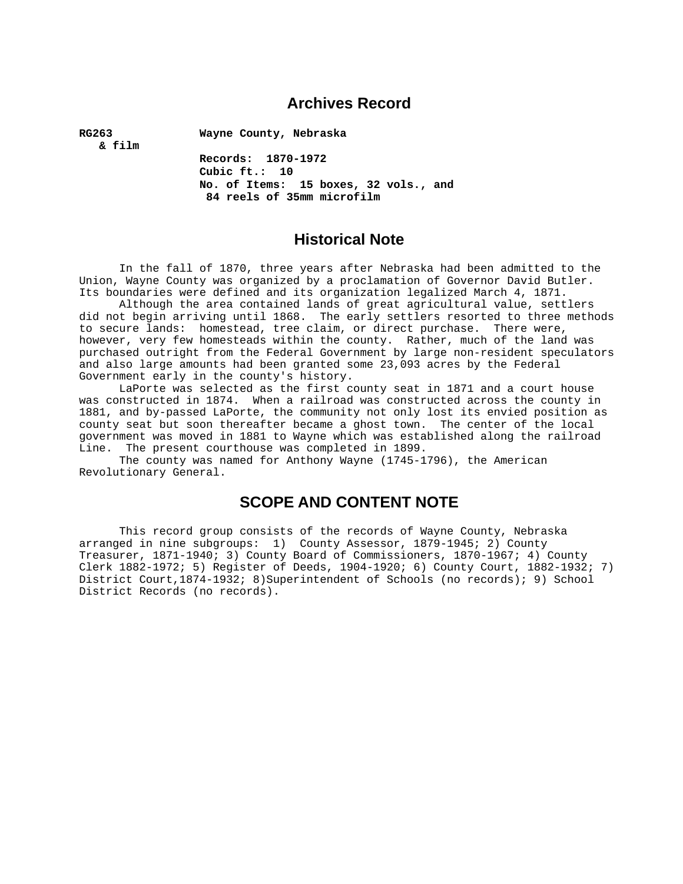# Archives Record

**RG263 & film** **Wayne County, Nebraska**

**Records: 1870-1972**
**Cubic ft.: 10**
**No. of Items: 15 boxes, 32 vols., and 84 reels of 35mm microfilm**

## Historical Note

In the fall of 1870, three years after Nebraska had been admitted to the Union, Wayne County was organized by a proclamation of Governor David Butler. Its boundaries were defined and its organization legalized March 4, 1871.

Although the area contained lands of great agricultural value, settlers did not begin arriving until 1868. The early settlers resorted to three methods to secure lands: homestead, tree claim, or direct purchase. There were, however, very few homesteads within the county. Rather, much of the land was purchased outright from the Federal Government by large non-resident speculators and also large amounts had been granted some 23,093 acres by the Federal Government early in the county's history.

LaPorte was selected as the first county seat in 1871 and a court house was constructed in 1874. When a railroad was constructed across the county in 1881, and by-passed LaPorte, the community not only lost its envied position as county seat but soon thereafter became a ghost town. The center of the local government was moved in 1881 to Wayne which was established along the railroad Line. The present courthouse was completed in 1899.

The county was named for Anthony Wayne (1745-1796), the American Revolutionary General.

## SCOPE AND CONTENT NOTE

This record group consists of the records of Wayne County, Nebraska arranged in nine subgroups: 1) County Assessor, 1879-1945; 2) County Treasurer, 1871-1940; 3) County Board of Commissioners, 1870-1967; 4) County Clerk 1882-1972; 5) Register of Deeds, 1904-1920; 6) County Court, 1882-1932; 7) District Court,1874-1932; 8)Superintendent of Schools (no records); 9) School District Records (no records).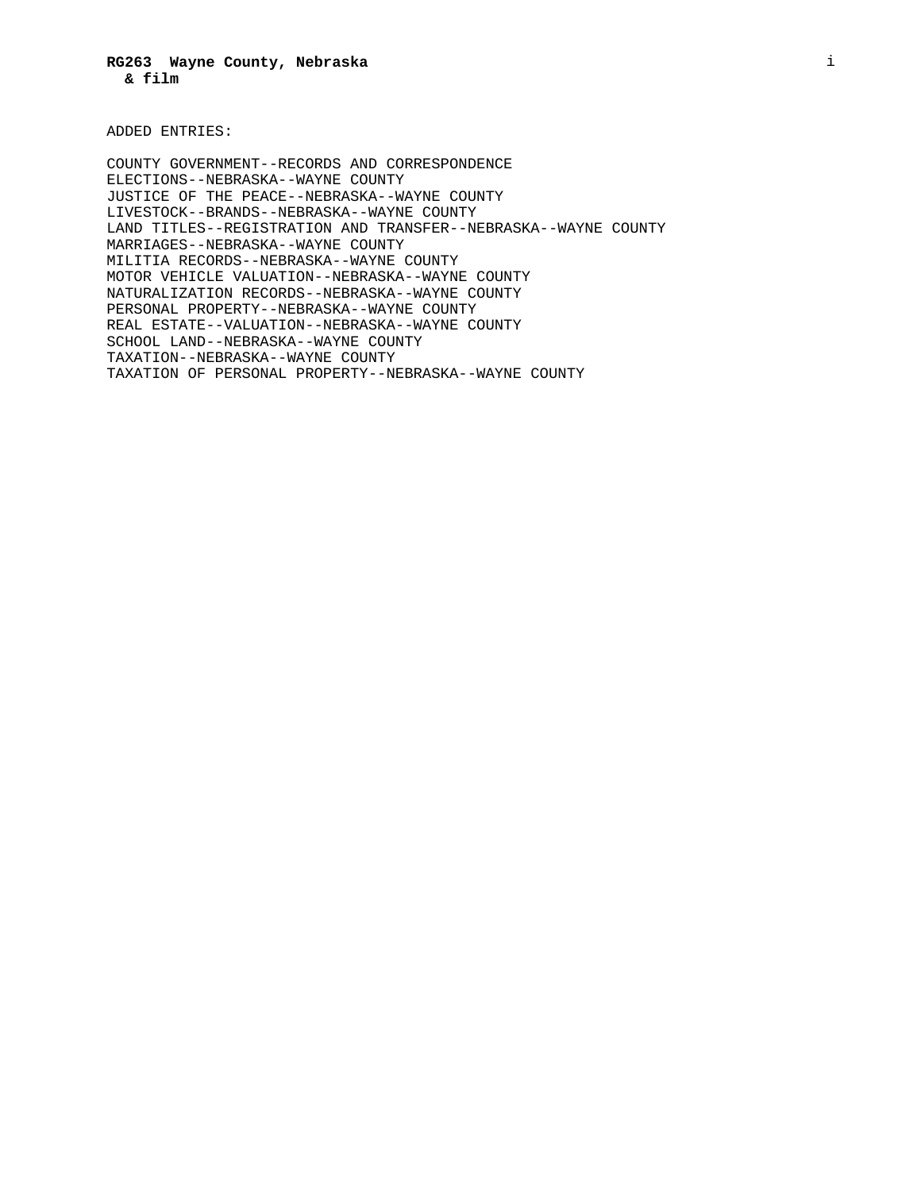**RG263 Wayne County, Nebraska**
**& film**

ADDED ENTRIES:

COUNTY GOVERNMENT--RECORDS AND CORRESPONDENCE
ELECTIONS--NEBRASKA--WAYNE COUNTY
JUSTICE OF THE PEACE--NEBRASKA--WAYNE COUNTY
LIVESTOCK--BRANDS--NEBRASKA--WAYNE COUNTY
LAND TITLES--REGISTRATION AND TRANSFER--NEBRASKA--WAYNE COUNTY
MARRIAGES--NEBRASKA--WAYNE COUNTY
MILITIA RECORDS--NEBRASKA--WAYNE COUNTY
MOTOR VEHICLE VALUATION--NEBRASKA--WAYNE COUNTY
NATURALIZATION RECORDS--NEBRASKA--WAYNE COUNTY
PERSONAL PROPERTY--NEBRASKA--WAYNE COUNTY
REAL ESTATE--VALUATION--NEBRASKA--WAYNE COUNTY
SCHOOL LAND--NEBRASKA--WAYNE COUNTY
TAXATION--NEBRASKA--WAYNE COUNTY
TAXATION OF PERSONAL PROPERTY--NEBRASKA--WAYNE COUNTY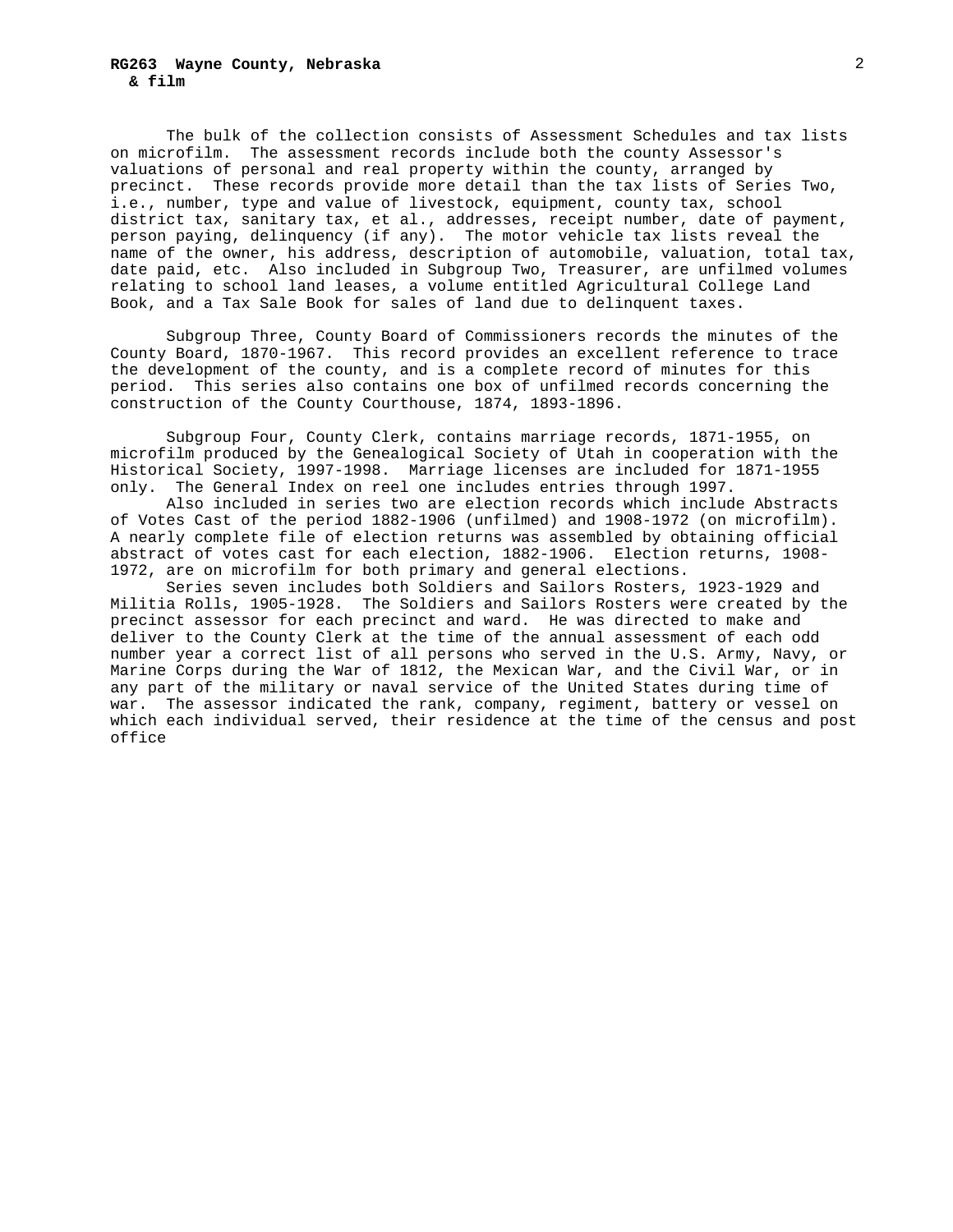The bulk of the collection consists of Assessment Schedules and tax lists on microfilm. The assessment records include both the county Assessor's valuations of personal and real property within the county, arranged by precinct. These records provide more detail than the tax lists of Series Two, i.e., number, type and value of livestock, equipment, county tax, school district tax, sanitary tax, et al., addresses, receipt number, date of payment, person paying, delinquency (if any). The motor vehicle tax lists reveal the name of the owner, his address, description of automobile, valuation, total tax, date paid, etc. Also included in Subgroup Two, Treasurer, are unfilmed volumes relating to school land leases, a volume entitled Agricultural College Land Book, and a Tax Sale Book for sales of land due to delinquent taxes.

Subgroup Three, County Board of Commissioners records the minutes of the County Board, 1870-1967. This record provides an excellent reference to trace the development of the county, and is a complete record of minutes for this period. This series also contains one box of unfilmed records concerning the construction of the County Courthouse, 1874, 1893-1896.

Subgroup Four, County Clerk, contains marriage records, 1871-1955, on microfilm produced by the Genealogical Society of Utah in cooperation with the Historical Society, 1997-1998. Marriage licenses are included for 1871-1955 only. The General Index on reel one includes entries through 1997.

Also included in series two are election records which include Abstracts of Votes Cast of the period 1882-1906 (unfilmed) and 1908-1972 (on microfilm). A nearly complete file of election returns was assembled by obtaining official abstract of votes cast for each election, 1882-1906. Election returns, 1908-1972, are on microfilm for both primary and general elections.

Series seven includes both Soldiers and Sailors Rosters, 1923-1929 and Militia Rolls, 1905-1928. The Soldiers and Sailors Rosters were created by the precinct assessor for each precinct and ward. He was directed to make and deliver to the County Clerk at the time of the annual assessment of each odd number year a correct list of all persons who served in the U.S. Army, Navy, or Marine Corps during the War of 1812, the Mexican War, and the Civil War, or in any part of the military or naval service of the United States during time of war. The assessor indicated the rank, company, regiment, battery or vessel on which each individual served, their residence at the time of the census and post office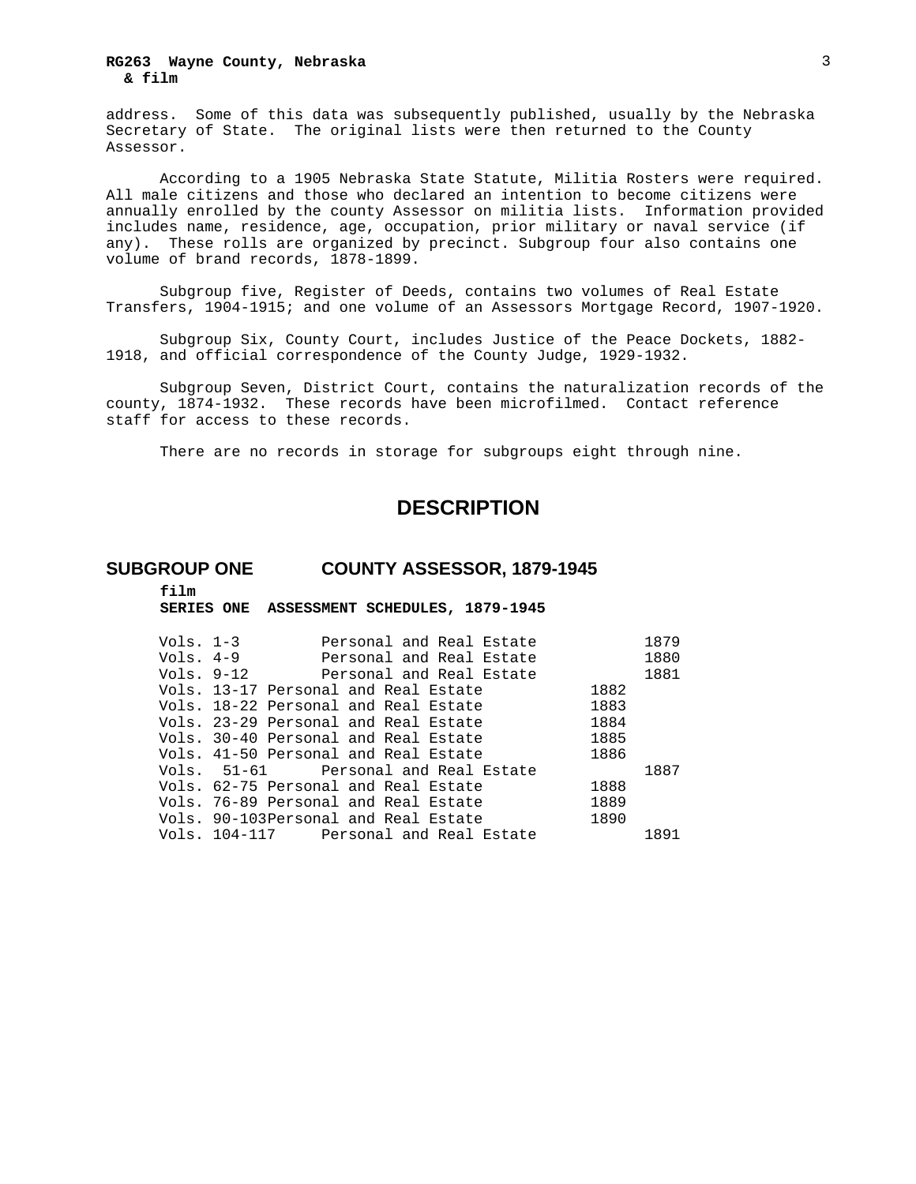address. Some of this data was subsequently published, usually by the Nebraska Secretary of State. The original lists were then returned to the County Assessor.

According to a 1905 Nebraska State Statute, Militia Rosters were required. All male citizens and those who declared an intention to become citizens were annually enrolled by the county Assessor on militia lists. Information provided includes name, residence, age, occupation, prior military or naval service (if any). These rolls are organized by precinct. Subgroup four also contains one volume of brand records, 1878-1899.

Subgroup five, Register of Deeds, contains two volumes of Real Estate Transfers, 1904-1915; and one volume of an Assessors Mortgage Record, 1907-1920.

Subgroup Six, County Court, includes Justice of the Peace Dockets, 1882-1918, and official correspondence of the County Judge, 1929-1932.

Subgroup Seven, District Court, contains the naturalization records of the county, 1874-1932. These records have been microfilmed. Contact reference staff for access to these records.

There are no records in storage for subgroups eight through nine.

# DESCRIPTION

## SUBGROUP ONE COUNTY ASSESSOR, 1879-1945

**film**
**SERIES ONE ASSESSMENT SCHEDULES, 1879-1945**

| Vols. | Description | Year |
|---|---|---|
| Vols. 1-3 | Personal and Real Estate | 1879 |
| Vols. 4-9 | Personal and Real Estate | 1880 |
| Vols. 9-12 | Personal and Real Estate | 1881 |
| Vols. 13-17 | Personal and Real Estate | 1882 |
| Vols. 18-22 | Personal and Real Estate | 1883 |
| Vols. 23-29 | Personal and Real Estate | 1884 |
| Vols. 30-40 | Personal and Real Estate | 1885 |
| Vols. 41-50 | Personal and Real Estate | 1886 |
| Vols. 51-61 | Personal and Real Estate | 1887 |
| Vols. 62-75 | Personal and Real Estate | 1888 |
| Vols. 76-89 | Personal and Real Estate | 1889 |
| Vols. 90-103 | Personal and Real Estate | 1890 |
| Vols. 104-117 | Personal and Real Estate | 1891 |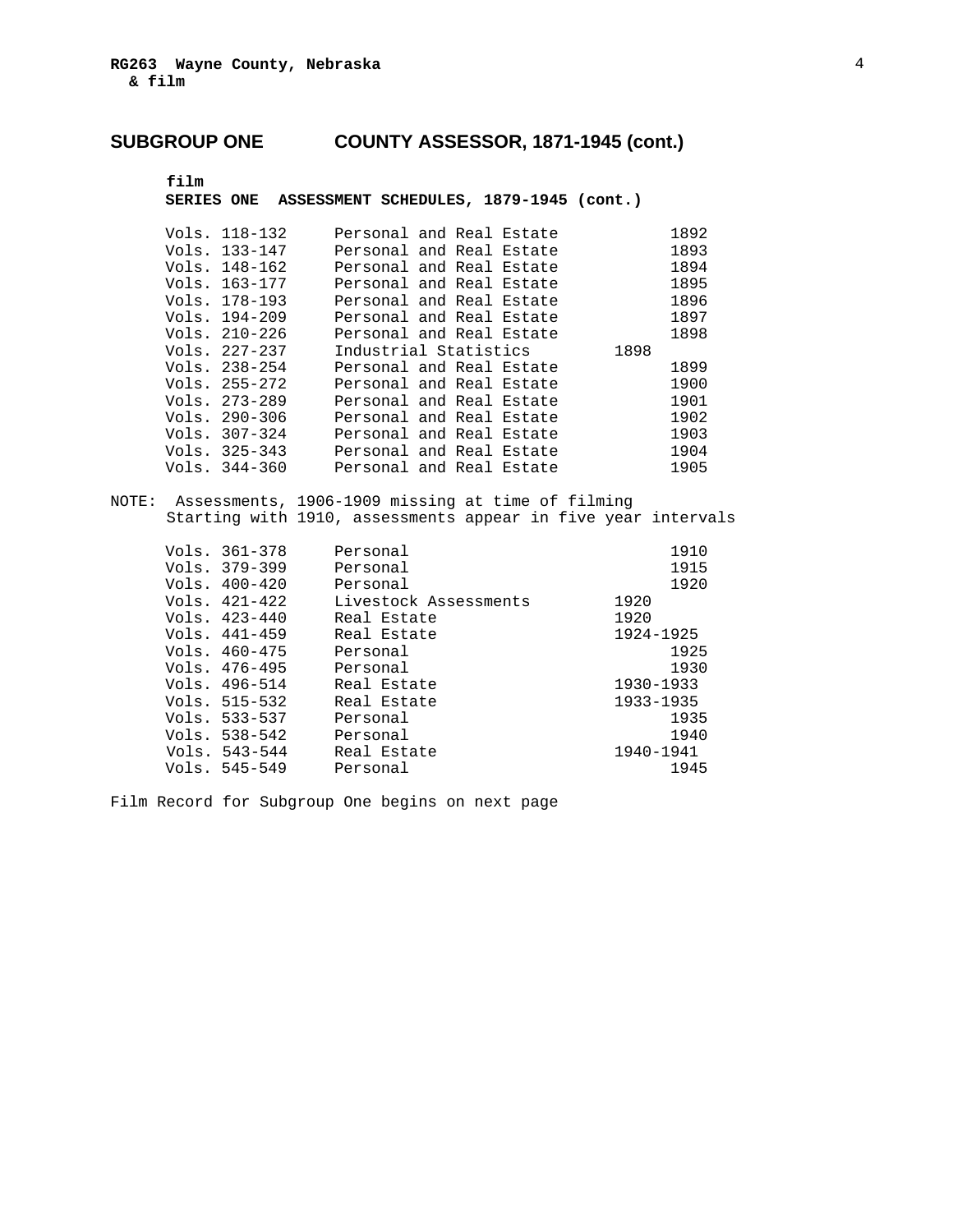## SUBGROUP ONE COUNTY ASSESSOR, 1871-1945 (cont.)

**film**
**SERIES ONE ASSESSMENT SCHEDULES, 1879-1945 (cont.)**

| | | |
|---|---|---|
| Vols. 118-132 | Personal and Real Estate | 1892 |
| Vols. 133-147 | Personal and Real Estate | 1893 |
| Vols. 148-162 | Personal and Real Estate | 1894 |
| Vols. 163-177 | Personal and Real Estate | 1895 |
| Vols. 178-193 | Personal and Real Estate | 1896 |
| Vols. 194-209 | Personal and Real Estate | 1897 |
| Vols. 210-226 | Personal and Real Estate | 1898 |
| Vols. 227-237 | Industrial Statistics | 1898 |
| Vols. 238-254 | Personal and Real Estate | 1899 |
| Vols. 255-272 | Personal and Real Estate | 1900 |
| Vols. 273-289 | Personal and Real Estate | 1901 |
| Vols. 290-306 | Personal and Real Estate | 1902 |
| Vols. 307-324 | Personal and Real Estate | 1903 |
| Vols. 325-343 | Personal and Real Estate | 1904 |
| Vols. 344-360 | Personal and Real Estate | 1905 |

NOTE: Assessments, 1906-1909 missing at time of filming
Starting with 1910, assessments appear in five year intervals

| | | |
|---|---|---|
| Vols. 361-378 | Personal | 1910 |
| Vols. 379-399 | Personal | 1915 |
| Vols. 400-420 | Personal | 1920 |
| Vols. 421-422 | Livestock Assessments | 1920 |
| Vols. 423-440 | Real Estate | 1920 |
| Vols. 441-459 | Real Estate | 1924-1925 |
| Vols. 460-475 | Personal | 1925 |
| Vols. 476-495 | Personal | 1930 |
| Vols. 496-514 | Real Estate | 1930-1933 |
| Vols. 515-532 | Real Estate | 1933-1935 |
| Vols. 533-537 | Personal | 1935 |
| Vols. 538-542 | Personal | 1940 |
| Vols. 543-544 | Real Estate | 1940-1941 |
| Vols. 545-549 | Personal | 1945 |

Film Record for Subgroup One begins on next page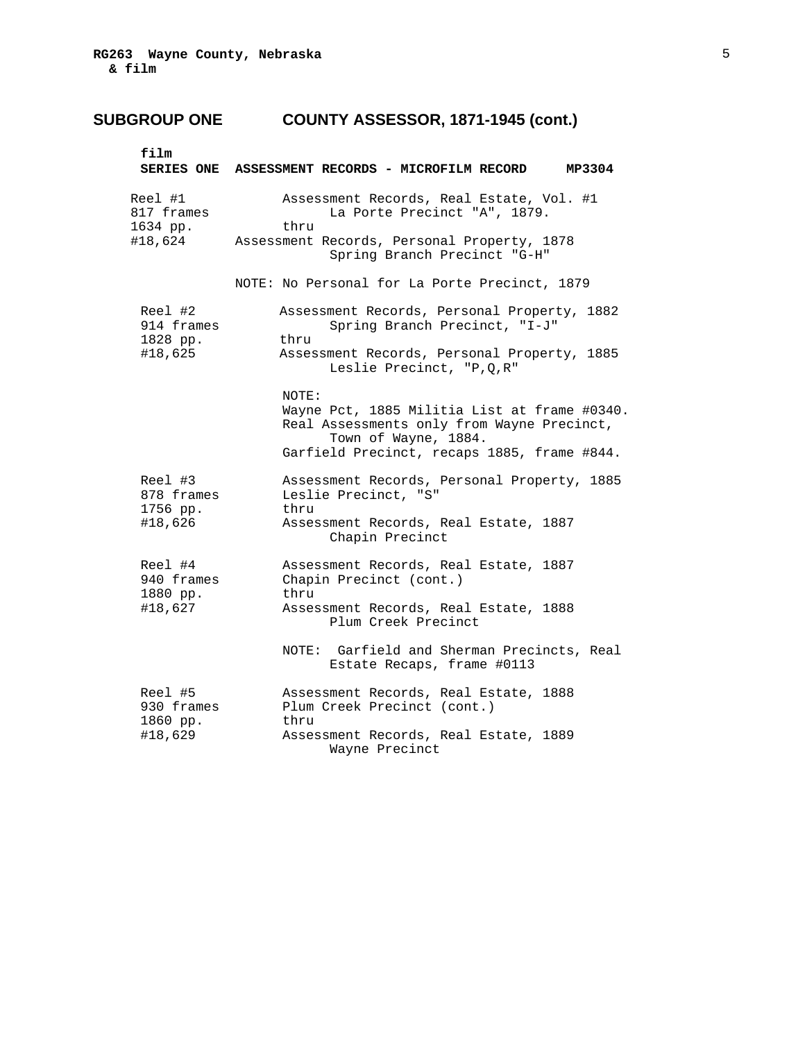## SUBGROUP ONE COUNTY ASSESSOR, 1871-1945 (cont.)

**film**
**SERIES ONE ASSESSMENT RECORDS - MICROFILM RECORD MP3304**

| | |
|---|---|
| Reel #1<br>817 frames<br>1634 pp.<br>#18,624 | Assessment Records, Real Estate, Vol. #1<br>La Porte Precinct "A", 1879.<br>thru<br>Assessment Records, Personal Property, 1878<br>Spring Branch Precinct "G-H"<br><br>NOTE: No Personal for La Porte Precinct, 1879 |
| Reel #2<br>914 frames<br>1828 pp.<br>#18,625 | Assessment Records, Personal Property, 1882<br>Spring Branch Precinct, "I-J"<br>thru<br>Assessment Records, Personal Property, 1885<br>Leslie Precinct, "P,Q,R"<br><br>NOTE:<br>Wayne Pct, 1885 Militia List at frame #0340.<br>Real Assessments only from Wayne Precinct, Town of Wayne, 1884.<br>Garfield Precinct, recaps 1885, frame #844. |
| Reel #3<br>878 frames<br>1756 pp.<br>#18,626 | Assessment Records, Personal Property, 1885<br>Leslie Precinct, "S"<br>thru<br>Assessment Records, Real Estate, 1887<br>Chapin Precinct |
| Reel #4<br>940 frames<br>1880 pp.<br>#18,627 | Assessment Records, Real Estate, 1887<br>Chapin Precinct (cont.)<br>thru<br>Assessment Records, Real Estate, 1888<br>Plum Creek Precinct<br><br>NOTE: Garfield and Sherman Precincts, Real Estate Recaps, frame #0113 |
| Reel #5<br>930 frames<br>1860 pp.<br>#18,629 | Assessment Records, Real Estate, 1888<br>Plum Creek Precinct (cont.)<br>thru<br>Assessment Records, Real Estate, 1889<br>Wayne Precinct |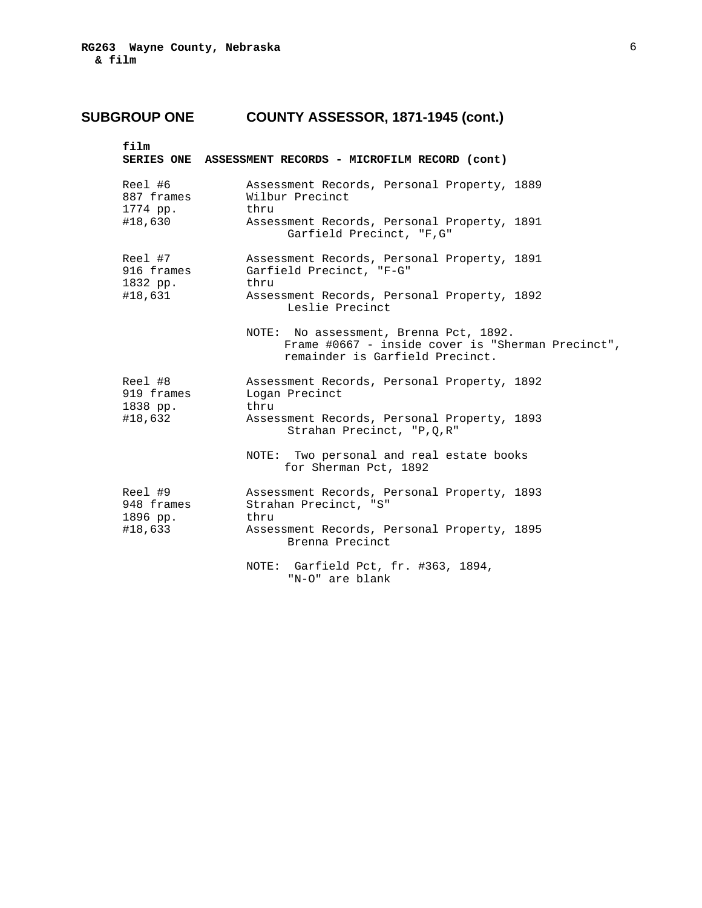## SUBGROUP ONE COUNTY ASSESSOR, 1871-1945 (cont.)

**film**
**SERIES ONE ASSESSMENT RECORDS - MICROFILM RECORD (cont)**

| | |
|---|---|
| Reel #6<br>887 frames<br>1774 pp.<br>#18,630 | Assessment Records, Personal Property, 1889<br>Wilbur Precinct<br>thru<br>Assessment Records, Personal Property, 1891<br>Garfield Precinct, "F,G" |
| Reel #7<br>916 frames<br>1832 pp.<br>#18,631 | Assessment Records, Personal Property, 1891<br>Garfield Precinct, "F-G"<br>thru<br>Assessment Records, Personal Property, 1892<br>Leslie Precinct<br><br>NOTE: No assessment, Brenna Pct, 1892.<br>Frame #0667 - inside cover is "Sherman Precinct", remainder is Garfield Precinct. |
| Reel #8<br>919 frames<br>1838 pp.<br>#18,632 | Assessment Records, Personal Property, 1892<br>Logan Precinct<br>thru<br>Assessment Records, Personal Property, 1893<br>Strahan Precinct, "P,Q,R"<br><br>NOTE: Two personal and real estate books for Sherman Pct, 1892 |
| Reel #9<br>948 frames<br>1896 pp.<br>#18,633 | Assessment Records, Personal Property, 1893<br>Strahan Precinct, "S"<br>thru<br>Assessment Records, Personal Property, 1895<br>Brenna Precinct<br><br>NOTE: Garfield Pct, fr. #363, 1894, "N-O" are blank |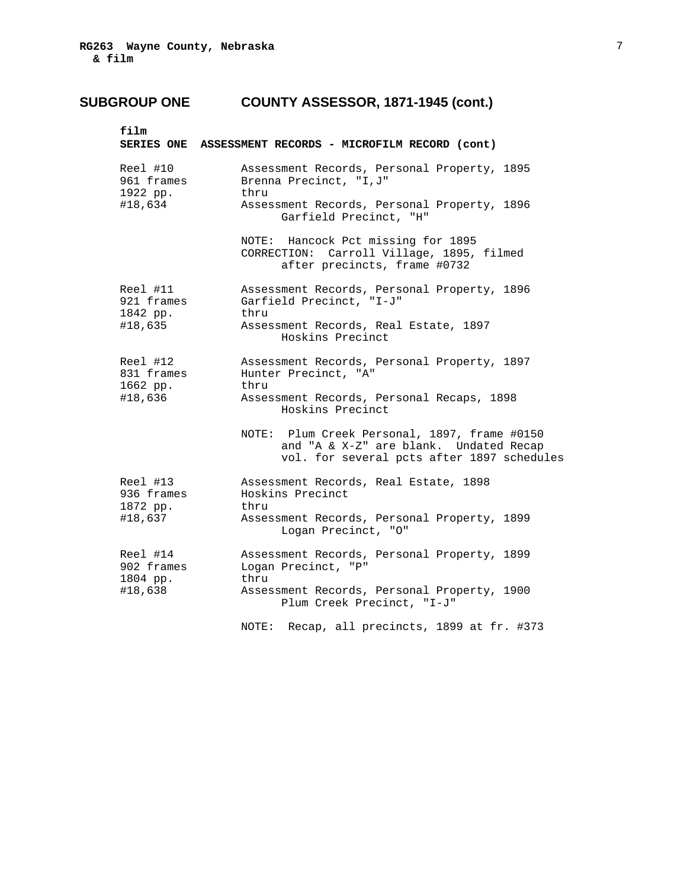## SUBGROUP ONE COUNTY ASSESSOR, 1871-1945 (cont.)

**film**
**SERIES ONE ASSESSMENT RECORDS - MICROFILM RECORD (cont)**

| | |
|---|---|
| Reel #10<br>961 frames<br>1922 pp.<br>#18,634 | Assessment Records, Personal Property, 1895<br>Brenna Precinct, "I,J"<br>thru<br>Assessment Records, Personal Property, 1896<br>Garfield Precinct, "H"<br><br>NOTE: Hancock Pct missing for 1895<br>CORRECTION: Carroll Village, 1895, filmed after precincts, frame #0732 |
| Reel #11<br>921 frames<br>1842 pp.<br>#18,635 | Assessment Records, Personal Property, 1896<br>Garfield Precinct, "I-J"<br>thru<br>Assessment Records, Real Estate, 1897<br>Hoskins Precinct |
| Reel #12<br>831 frames<br>1662 pp.<br>#18,636 | Assessment Records, Personal Property, 1897<br>Hunter Precinct, "A"<br>thru<br>Assessment Records, Personal Recaps, 1898<br>Hoskins Precinct<br><br>NOTE: Plum Creek Personal, 1897, frame #0150 and "A & X-Z" are blank. Undated Recap vol. for several pcts after 1897 schedules |
| Reel #13<br>936 frames<br>1872 pp.<br>#18,637 | Assessment Records, Real Estate, 1898<br>Hoskins Precinct<br>thru<br>Assessment Records, Personal Property, 1899<br>Logan Precinct, "O" |
| Reel #14<br>902 frames<br>1804 pp.<br>#18,638 | Assessment Records, Personal Property, 1899<br>Logan Precinct, "P"<br>thru<br>Assessment Records, Personal Property, 1900<br>Plum Creek Precinct, "I-J"<br><br>NOTE: Recap, all precincts, 1899 at fr. #373 |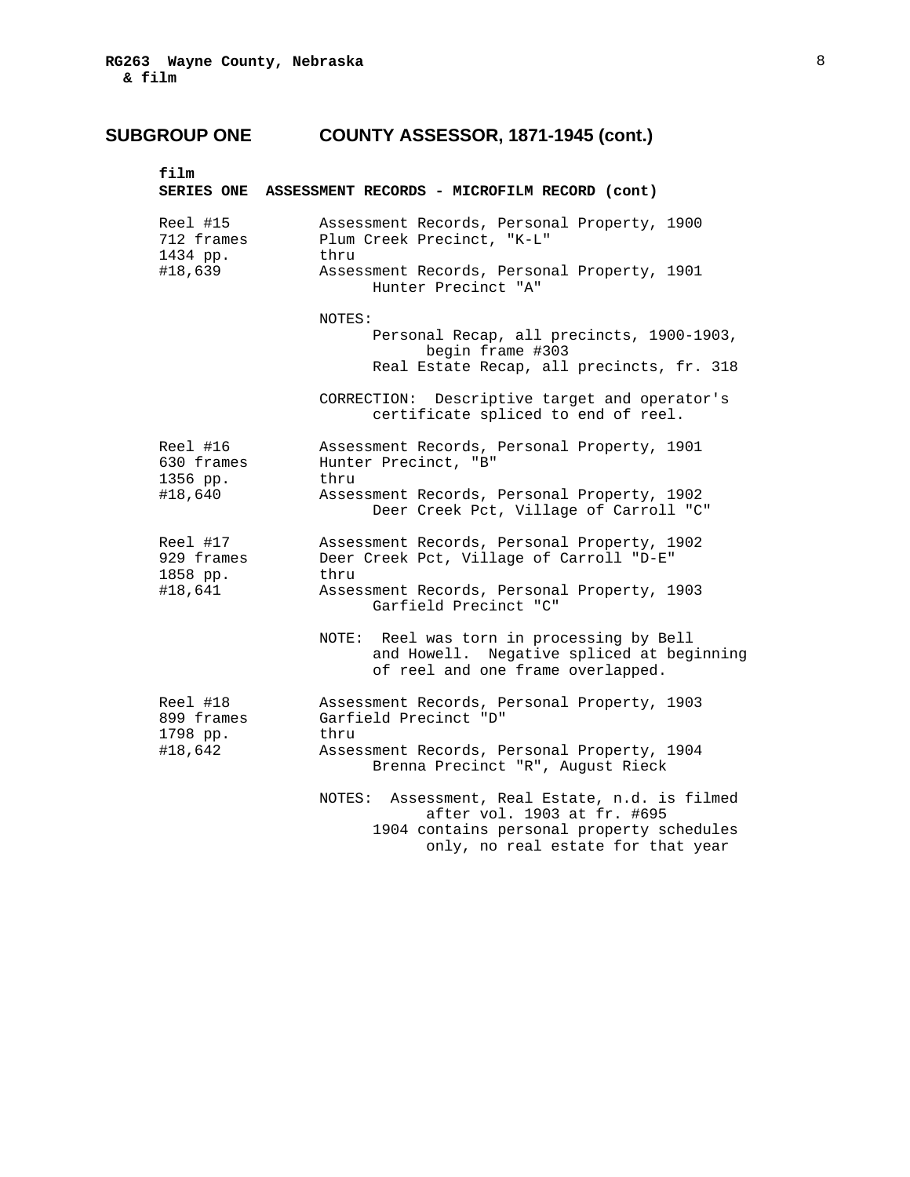## SUBGROUP ONE    COUNTY ASSESSOR, 1871-1945 (cont.)

**film**
**SERIES ONE  ASSESSMENT RECORDS - MICROFILM RECORD (cont)**

| | |
|---|---|
| Reel #15<br>712 frames<br>1434 pp.<br>#18,639 | Assessment Records, Personal Property, 1900<br>Plum Creek Precinct, "K-L"<br>thru<br>Assessment Records, Personal Property, 1901<br>Hunter Precinct "A"<br><br>NOTES:<br>Personal Recap, all precincts, 1900-1903, begin frame #303<br>Real Estate Recap, all precincts, fr. 318<br><br>CORRECTION:  Descriptive target and operator's certificate spliced to end of reel. |
| Reel #16<br>630 frames<br>1356 pp.<br>#18,640 | Assessment Records, Personal Property, 1901<br>Hunter Precinct, "B"<br>thru<br>Assessment Records, Personal Property, 1902<br>Deer Creek Pct, Village of Carroll "C" |
| Reel #17<br>929 frames<br>1858 pp.<br>#18,641 | Assessment Records, Personal Property, 1902<br>Deer Creek Pct, Village of Carroll "D-E"<br>thru<br>Assessment Records, Personal Property, 1903<br>Garfield Precinct "C"<br><br>NOTE:  Reel was torn in processing by Bell and Howell.  Negative spliced at beginning of reel and one frame overlapped. |
| Reel #18<br>899 frames<br>1798 pp.<br>#18,642 | Assessment Records, Personal Property, 1903<br>Garfield Precinct "D"<br>thru<br>Assessment Records, Personal Property, 1904<br>Brenna Precinct "R", August Rieck<br><br>NOTES:  Assessment, Real Estate, n.d. is filmed after vol. 1903 at fr. #695<br>1904 contains personal property schedules only, no real estate for that year |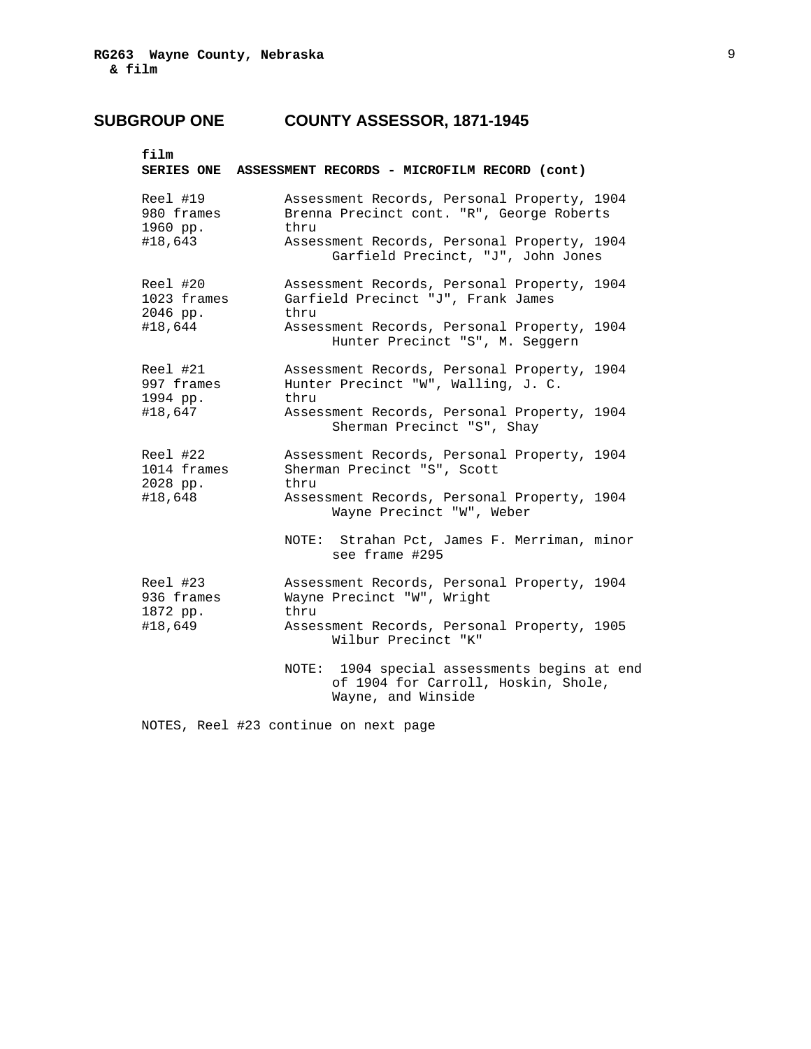## SUBGROUP ONE COUNTY ASSESSOR, 1871-1945

**film**
**SERIES ONE ASSESSMENT RECORDS - MICROFILM RECORD (cont)**

| | |
|---|---|
| Reel #19<br>980 frames<br>1960 pp.<br>#18,643 | Assessment Records, Personal Property, 1904<br>Brenna Precinct cont. "R", George Roberts<br>thru<br>Assessment Records, Personal Property, 1904<br>Garfield Precinct, "J", John Jones |
| Reel #20<br>1023 frames<br>2046 pp.<br>#18,644 | Assessment Records, Personal Property, 1904<br>Garfield Precinct "J", Frank James<br>thru<br>Assessment Records, Personal Property, 1904<br>Hunter Precinct "S", M. Seggern |
| Reel #21<br>997 frames<br>1994 pp.<br>#18,647 | Assessment Records, Personal Property, 1904<br>Hunter Precinct "W", Walling, J. C.<br>thru<br>Assessment Records, Personal Property, 1904<br>Sherman Precinct "S", Shay |
| Reel #22<br>1014 frames<br>2028 pp.<br>#18,648 | Assessment Records, Personal Property, 1904<br>Sherman Precinct "S", Scott<br>thru<br>Assessment Records, Personal Property, 1904<br>Wayne Precinct "W", Weber<br><br>NOTE: Strahan Pct, James F. Merriman, minor see frame #295 |
| Reel #23<br>936 frames<br>1872 pp.<br>#18,649 | Assessment Records, Personal Property, 1904<br>Wayne Precinct "W", Wright<br>thru<br>Assessment Records, Personal Property, 1905<br>Wilbur Precinct "K"<br><br>NOTE: 1904 special assessments begins at end of 1904 for Carroll, Hoskin, Shole, Wayne, and Winside |

NOTES, Reel #23 continue on next page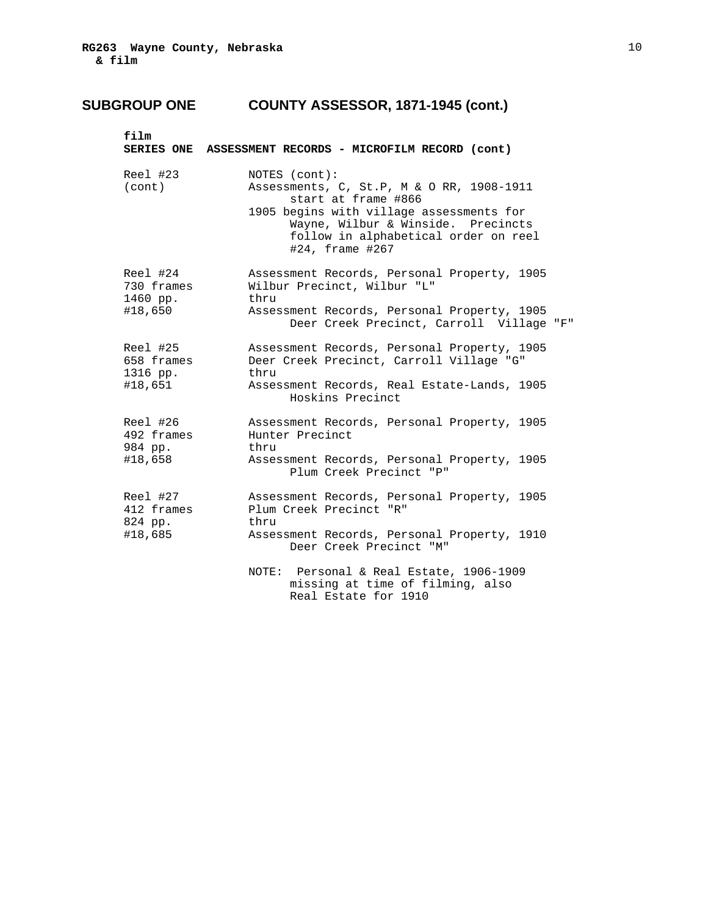## SUBGROUP ONE COUNTY ASSESSOR, 1871-1945 (cont.)

**film**
**SERIES ONE ASSESSMENT RECORDS - MICROFILM RECORD (cont)**

| | |
|---|---|
| Reel #23 (cont) | NOTES (cont):<br>Assessments, C, St.P, M & O RR, 1908-1911 start at frame #866<br>1905 begins with village assessments for Wayne, Wilbur & Winside. Precincts follow in alphabetical order on reel #24, frame #267 |
| Reel #24<br>730 frames<br>1460 pp.<br>#18,650 | Assessment Records, Personal Property, 1905 Wilbur Precinct, Wilbur "L"<br>thru<br>Assessment Records, Personal Property, 1905 Deer Creek Precinct, Carroll Village "F" |
| Reel #25<br>658 frames<br>1316 pp.<br>#18,651 | Assessment Records, Personal Property, 1905 Deer Creek Precinct, Carroll Village "G"<br>thru<br>Assessment Records, Real Estate-Lands, 1905 Hoskins Precinct |
| Reel #26<br>492 frames<br>984 pp.<br>#18,658 | Assessment Records, Personal Property, 1905 Hunter Precinct<br>thru<br>Assessment Records, Personal Property, 1905 Plum Creek Precinct "P" |
| Reel #27<br>412 frames<br>824 pp.<br>#18,685 | Assessment Records, Personal Property, 1905 Plum Creek Precinct "R"<br>thru<br>Assessment Records, Personal Property, 1910 Deer Creek Precinct "M"<br><br>NOTE: Personal & Real Estate, 1906-1909 missing at time of filming, also Real Estate for 1910 |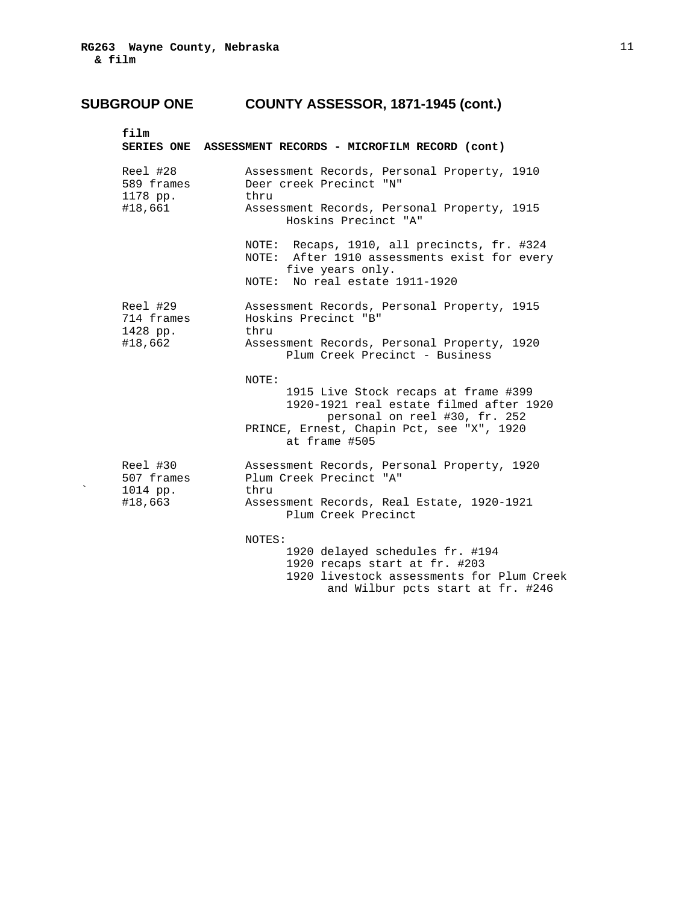## SUBGROUP ONE COUNTY ASSESSOR, 1871-1945 (cont.)

**film**
**SERIES ONE ASSESSMENT RECORDS - MICROFILM RECORD (cont)**

| | |
|---|---|
| Reel #28<br>589 frames<br>1178 pp.<br>#18,661 | Assessment Records, Personal Property, 1910<br>Deer creek Precinct "N"<br>thru<br>Assessment Records, Personal Property, 1915<br>Hoskins Precinct "A"<br><br>NOTE: Recaps, 1910, all precincts, fr. #324<br>NOTE: After 1910 assessments exist for every five years only.<br>NOTE: No real estate 1911-1920 |
| Reel #29<br>714 frames<br>1428 pp.<br>#18,662 | Assessment Records, Personal Property, 1915<br>Hoskins Precinct "B"<br>thru<br>Assessment Records, Personal Property, 1920<br>Plum Creek Precinct - Business<br><br>NOTE:<br>1915 Live Stock recaps at frame #399<br>1920-1921 real estate filmed after 1920 personal on reel #30, fr. 252<br>PRINCE, Ernest, Chapin Pct, see "X", 1920 at frame #505 |
| Reel #30<br>507 frames<br>1014 pp.<br>#18,663 | Assessment Records, Personal Property, 1920<br>Plum Creek Precinct "A"<br>thru<br>Assessment Records, Real Estate, 1920-1921<br>Plum Creek Precinct<br><br>NOTES:<br>1920 delayed schedules fr. #194<br>1920 recaps start at fr. #203<br>1920 livestock assessments for Plum Creek and Wilbur pcts start at fr. #246 |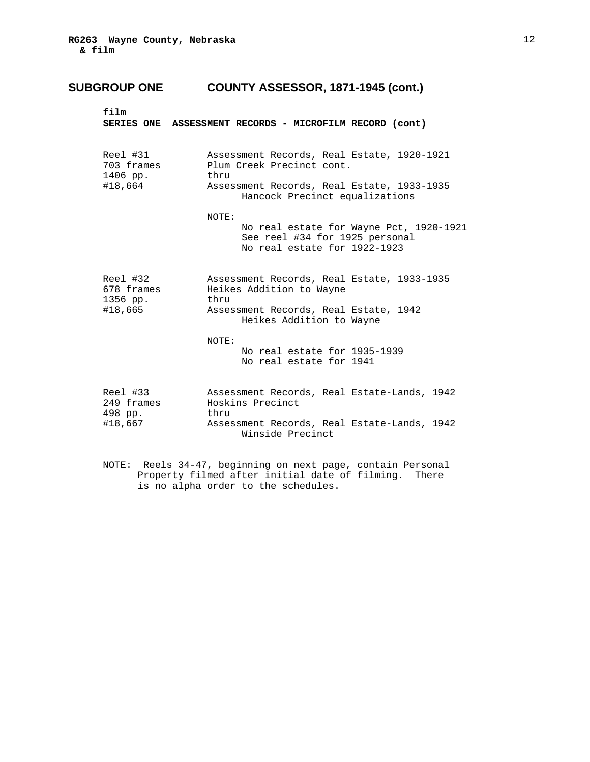## SUBGROUP ONE COUNTY ASSESSOR, 1871-1945 (cont.)

**film**
**SERIES ONE ASSESSMENT RECORDS - MICROFILM RECORD (cont)**

| | |
|---|---|
| Reel #31<br>703 frames<br>1406 pp.<br>#18,664 | Assessment Records, Real Estate, 1920-1921<br>Plum Creek Precinct cont.<br>thru<br>Assessment Records, Real Estate, 1933-1935<br>Hancock Precinct equalizations<br><br>NOTE:<br>No real estate for Wayne Pct, 1920-1921<br>See reel #34 for 1925 personal<br>No real estate for 1922-1923 |
| Reel #32<br>678 frames<br>1356 pp.<br>#18,665 | Assessment Records, Real Estate, 1933-1935<br>Heikes Addition to Wayne<br>thru<br>Assessment Records, Real Estate, 1942<br>Heikes Addition to Wayne<br><br>NOTE:<br>No real estate for 1935-1939<br>No real estate for 1941 |
| Reel #33<br>249 frames<br>498 pp.<br>#18,667 | Assessment Records, Real Estate-Lands, 1942<br>Hoskins Precinct<br>thru<br>Assessment Records, Real Estate-Lands, 1942<br>Winside Precinct |

NOTE: Reels 34-47, beginning on next page, contain Personal Property filmed after initial date of filming. There is no alpha order to the schedules.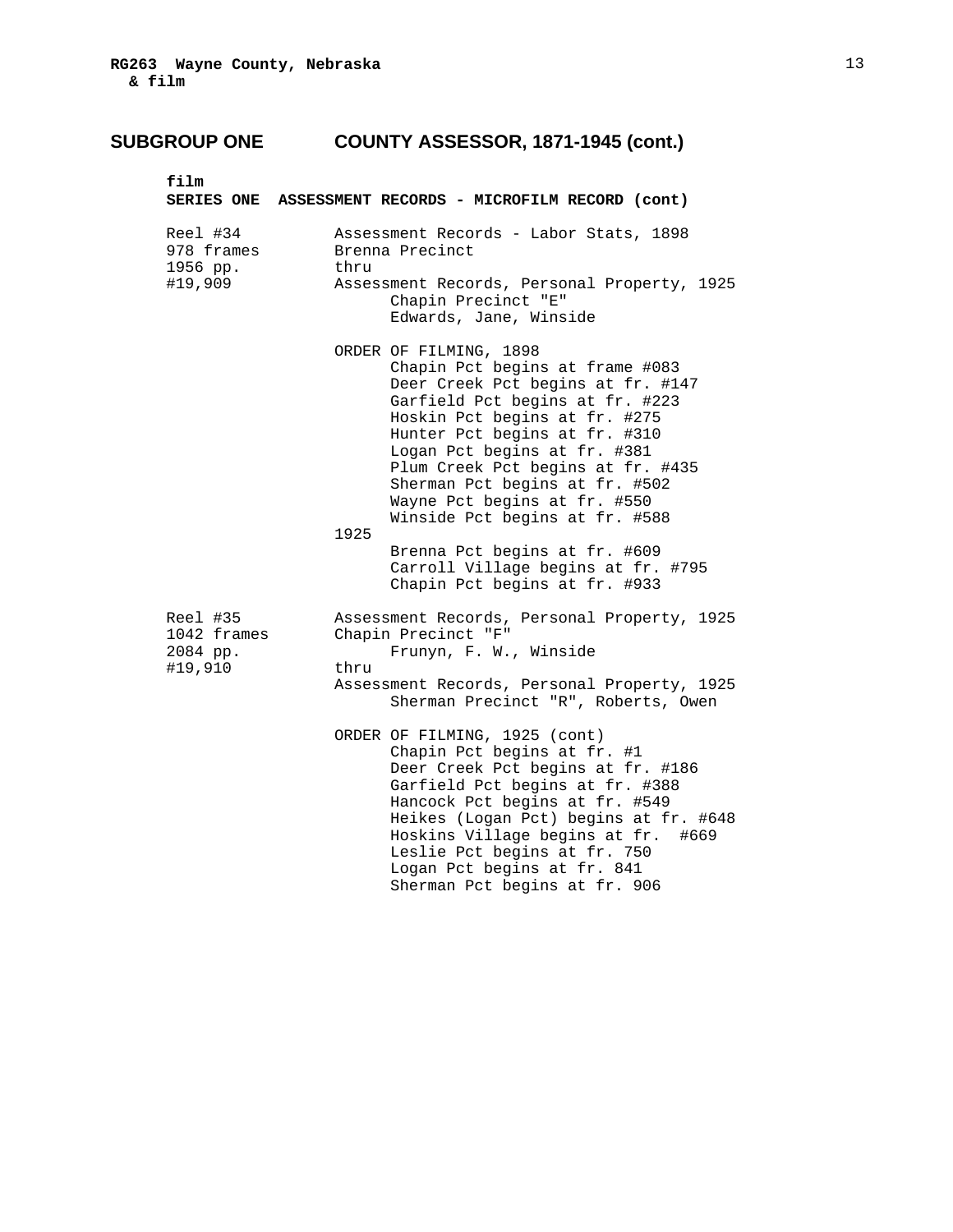**RG263 Wayne County, Nebraska & film**

## SUBGROUP ONE COUNTY ASSESSOR, 1871-1945 (cont.)

**film**
**SERIES ONE ASSESSMENT RECORDS - MICROFILM RECORD (cont)**

Reel #34
978 frames
1956 pp.
#19,909

Assessment Records - Labor Stats, 1898
Brenna Precinct
thru
Assessment Records, Personal Property, 1925
Chapin Precinct "E"
Edwards, Jane, Winside

ORDER OF FILMING, 1898
- Chapin Pct begins at frame #083
- Deer Creek Pct begins at fr. #147
- Garfield Pct begins at fr. #223
- Hoskin Pct begins at fr. #275
- Hunter Pct begins at fr. #310
- Logan Pct begins at fr. #381
- Plum Creek Pct begins at fr. #435
- Sherman Pct begins at fr. #502
- Wayne Pct begins at fr. #550
- Winside Pct begins at fr. #588

1925
- Brenna Pct begins at fr. #609
- Carroll Village begins at fr. #795
- Chapin Pct begins at fr. #933

Reel #35
1042 frames
2084 pp.
#19,910

Assessment Records, Personal Property, 1925
Chapin Precinct "F"
Frunyn, F. W., Winside
thru
Assessment Records, Personal Property, 1925
Sherman Precinct "R", Roberts, Owen

ORDER OF FILMING, 1925 (cont)
- Chapin Pct begins at fr. #1
- Deer Creek Pct begins at fr. #186
- Garfield Pct begins at fr. #388
- Hancock Pct begins at fr. #549
- Heikes (Logan Pct) begins at fr. #648
- Hoskins Village begins at fr. #669
- Leslie Pct begins at fr. 750
- Logan Pct begins at fr. 841
- Sherman Pct begins at fr. 906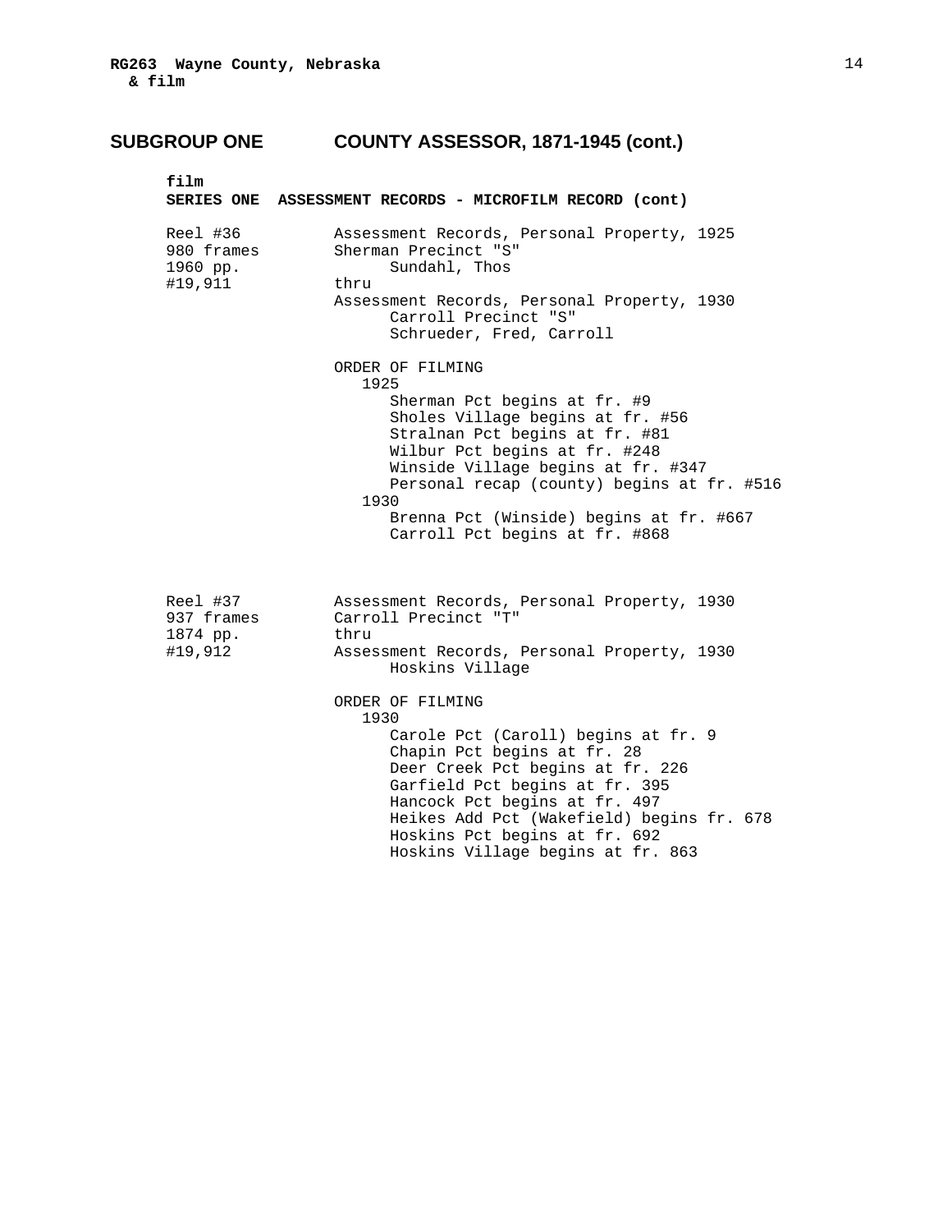## SUBGROUP ONE COUNTY ASSESSOR, 1871-1945 (cont.)

**film**
**SERIES ONE ASSESSMENT RECORDS - MICROFILM RECORD (cont)**

| | |
|---|---|
| Reel #36<br>980 frames<br>1960 pp.<br>#19,911 | Assessment Records, Personal Property, 1925<br>Sherman Precinct "S"<br>Sundahl, Thos<br>thru<br>Assessment Records, Personal Property, 1930<br>Carroll Precinct "S"<br>Schrueder, Fred, Carroll |

ORDER OF FILMING

1925
- Sherman Pct begins at fr. #9
- Sholes Village begins at fr. #56
- Stralnan Pct begins at fr. #81
- Wilbur Pct begins at fr. #248
- Winside Village begins at fr. #347
- Personal recap (county) begins at fr. #516

1930
- Brenna Pct (Winside) begins at fr. #667
- Carroll Pct begins at fr. #868

| | |
|---|---|
| Reel #37<br>937 frames<br>1874 pp.<br>#19,912 | Assessment Records, Personal Property, 1930<br>Carroll Precinct "T"<br>thru<br>Assessment Records, Personal Property, 1930<br>Hoskins Village |

ORDER OF FILMING

1930
- Carole Pct (Caroll) begins at fr. 9
- Chapin Pct begins at fr. 28
- Deer Creek Pct begins at fr. 226
- Garfield Pct begins at fr. 395
- Hancock Pct begins at fr. 497
- Heikes Add Pct (Wakefield) begins fr. 678
- Hoskins Pct begins at fr. 692
- Hoskins Village begins at fr. 863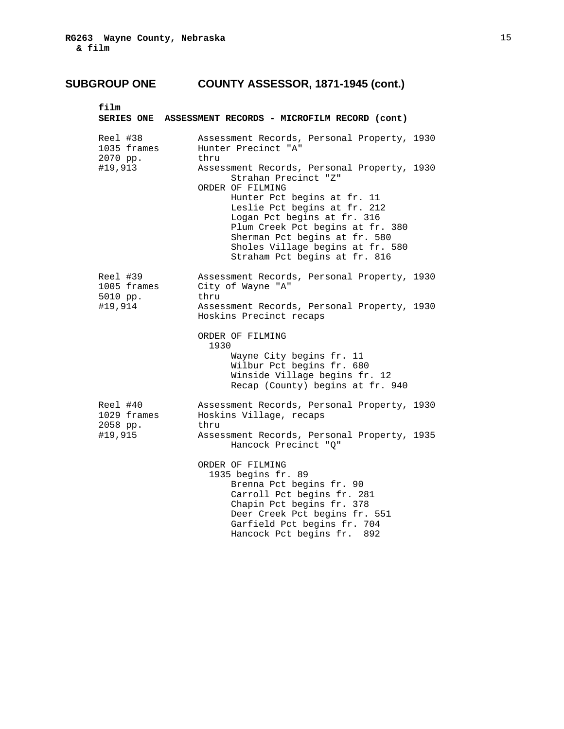**RG263 Wayne County, Nebraska**
**& film**

## SUBGROUP ONE COUNTY ASSESSOR, 1871-1945 (cont.)

**film**
**SERIES ONE ASSESSMENT RECORDS - MICROFILM RECORD (cont)**

| | |
|---|---|
| Reel #38<br>1035 frames<br>2070 pp.<br>#19,913 | Assessment Records, Personal Property, 1930<br>Hunter Precinct "A"<br>thru<br>Assessment Records, Personal Property, 1930<br>Strahan Precinct "Z"<br>ORDER OF FILMING<br>Hunter Pct begins at fr. 11<br>Leslie Pct begins at fr. 212<br>Logan Pct begins at fr. 316<br>Plum Creek Pct begins at fr. 380<br>Sherman Pct begins at fr. 580<br>Sholes Village begins at fr. 580<br>Straham Pct begins at fr. 816 |
| Reel #39<br>1005 frames<br>5010 pp.<br>#19,914 | Assessment Records, Personal Property, 1930<br>City of Wayne "A"<br>thru<br>Assessment Records, Personal Property, 1930<br>Hoskins Precinct recaps<br><br>ORDER OF FILMING<br>1930<br>Wayne City begins fr. 11<br>Wilbur Pct begins fr. 680<br>Winside Village begins fr. 12<br>Recap (County) begins at fr. 940 |
| Reel #40<br>1029 frames<br>2058 pp.<br>#19,915 | Assessment Records, Personal Property, 1930<br>Hoskins Village, recaps<br>thru<br>Assessment Records, Personal Property, 1935<br>Hancock Precinct "Q"<br><br>ORDER OF FILMING<br>1935 begins fr. 89<br>Brenna Pct begins fr. 90<br>Carroll Pct begins fr. 281<br>Chapin Pct begins fr. 378<br>Deer Creek Pct begins fr. 551<br>Garfield Pct begins fr. 704<br>Hancock Pct begins fr. 892 |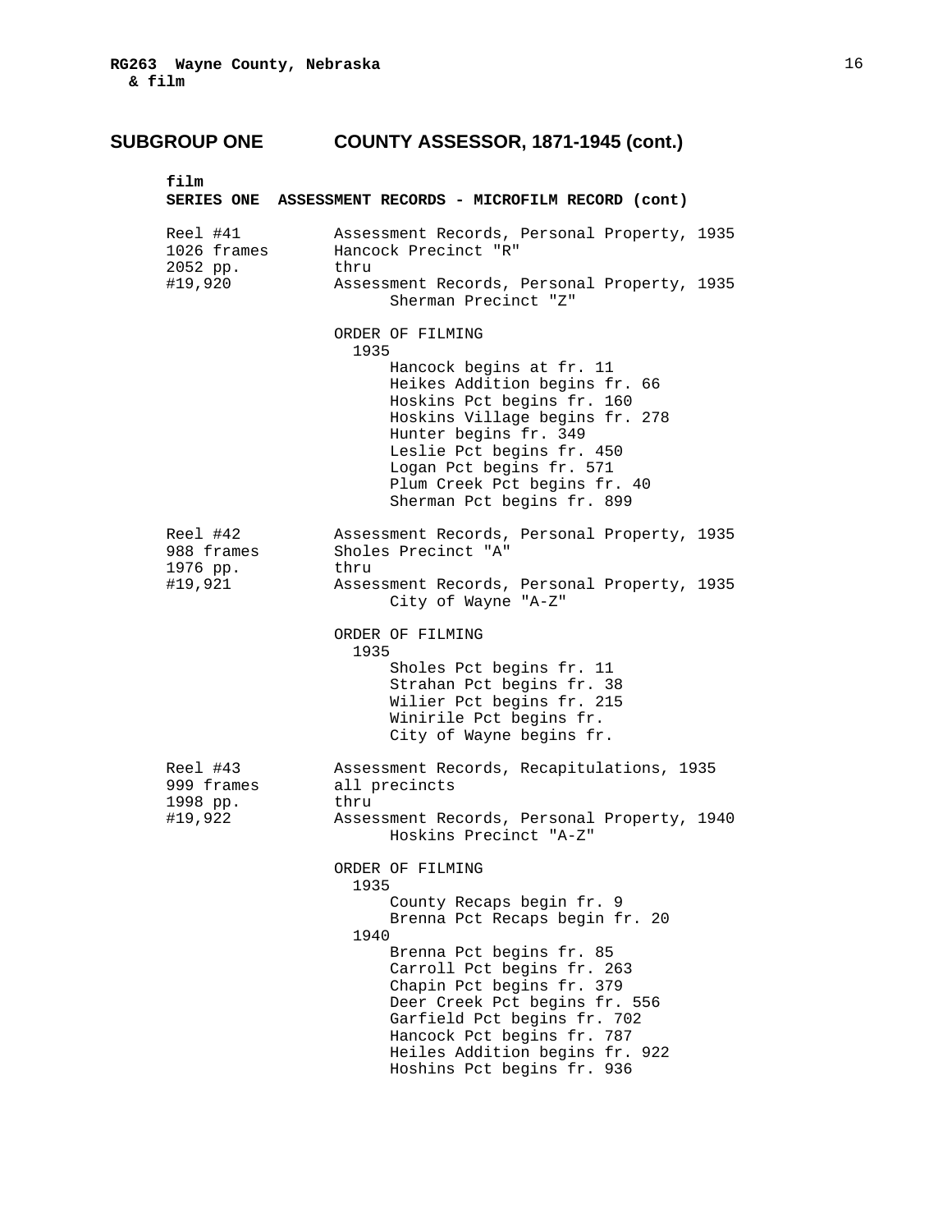## SUBGROUP ONE COUNTY ASSESSOR, 1871-1945 (cont.)

**film**
**SERIES ONE ASSESSMENT RECORDS - MICROFILM RECORD (cont)**

| | |
|---|---|
| Reel #41<br>1026 frames<br>2052 pp.<br>#19,920 | Assessment Records, Personal Property, 1935<br>Hancock Precinct "R"<br>thru<br>Assessment Records, Personal Property, 1935<br>Sherman Precinct "Z"<br><br>ORDER OF FILMING<br>1935<br>Hancock begins at fr. 11<br>Heikes Addition begins fr. 66<br>Hoskins Pct begins fr. 160<br>Hoskins Village begins fr. 278<br>Hunter begins fr. 349<br>Leslie Pct begins fr. 450<br>Logan Pct begins fr. 571<br>Plum Creek Pct begins fr. 40<br>Sherman Pct begins fr. 899 |
| Reel #42<br>988 frames<br>1976 pp.<br>#19,921 | Assessment Records, Personal Property, 1935<br>Sholes Precinct "A"<br>thru<br>Assessment Records, Personal Property, 1935<br>City of Wayne "A-Z"<br><br>ORDER OF FILMING<br>1935<br>Sholes Pct begins fr. 11<br>Strahan Pct begins fr. 38<br>Wilier Pct begins fr. 215<br>Winirile Pct begins fr.<br>City of Wayne begins fr. |
| Reel #43<br>999 frames<br>1998 pp.<br>#19,922 | Assessment Records, Recapitulations, 1935<br>all precincts<br>thru<br>Assessment Records, Personal Property, 1940<br>Hoskins Precinct "A-Z"<br><br>ORDER OF FILMING<br>1935<br>County Recaps begin fr. 9<br>Brenna Pct Recaps begin fr. 20<br>1940<br>Brenna Pct begins fr. 85<br>Carroll Pct begins fr. 263<br>Chapin Pct begins fr. 379<br>Deer Creek Pct begins fr. 556<br>Garfield Pct begins fr. 702<br>Hancock Pct begins fr. 787<br>Heiles Addition begins fr. 922<br>Hoshins Pct begins fr. 936 |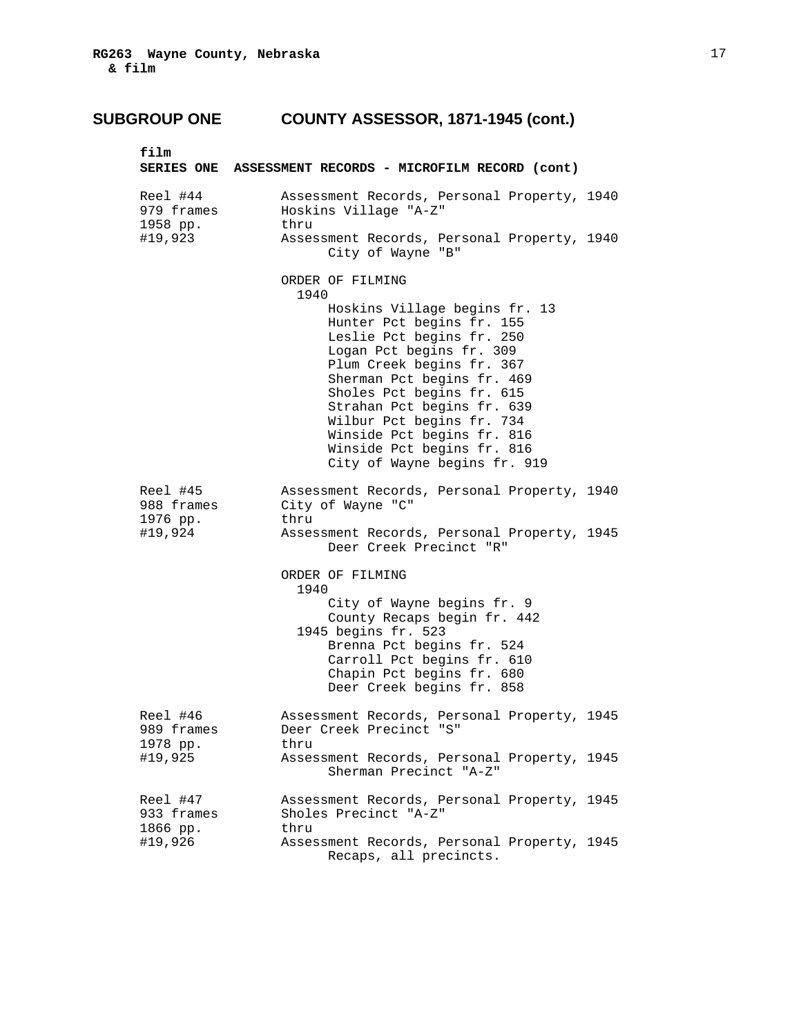## SUBGROUP ONE COUNTY ASSESSOR, 1871-1945 (cont.)

**film**
**SERIES ONE ASSESSMENT RECORDS - MICROFILM RECORD (cont)**

| | |
|---|---|
| Reel #44<br>979 frames<br>1958 pp.<br>#19,923 | Assessment Records, Personal Property, 1940<br>Hoskins Village "A-Z"<br>thru<br>Assessment Records, Personal Property, 1940<br>City of Wayne "B"<br><br>ORDER OF FILMING<br>1940<br>Hoskins Village begins fr. 13<br>Hunter Pct begins fr. 155<br>Leslie Pct begins fr. 250<br>Logan Pct begins fr. 309<br>Plum Creek begins fr. 367<br>Sherman Pct begins fr. 469<br>Sholes Pct begins fr. 615<br>Strahan Pct begins fr. 639<br>Wilbur Pct begins fr. 734<br>Winside Pct begins fr. 816<br>Winside Pct begins fr. 816<br>City of Wayne begins fr. 919 |
| Reel #45<br>988 frames<br>1976 pp.<br>#19,924 | Assessment Records, Personal Property, 1940<br>City of Wayne "C"<br>thru<br>Assessment Records, Personal Property, 1945<br>Deer Creek Precinct "R"<br><br>ORDER OF FILMING<br>1940<br>City of Wayne begins fr. 9<br>County Recaps begin fr. 442<br>1945 begins fr. 523<br>Brenna Pct begins fr. 524<br>Carroll Pct begins fr. 610<br>Chapin Pct begins fr. 680<br>Deer Creek begins fr. 858 |
| Reel #46<br>989 frames<br>1978 pp.<br>#19,925 | Assessment Records, Personal Property, 1945<br>Deer Creek Precinct "S"<br>thru<br>Assessment Records, Personal Property, 1945<br>Sherman Precinct "A-Z" |
| Reel #47<br>933 frames<br>1866 pp.<br>#19,926 | Assessment Records, Personal Property, 1945<br>Sholes Precinct "A-Z"<br>thru<br>Assessment Records, Personal Property, 1945<br>Recaps, all precincts. |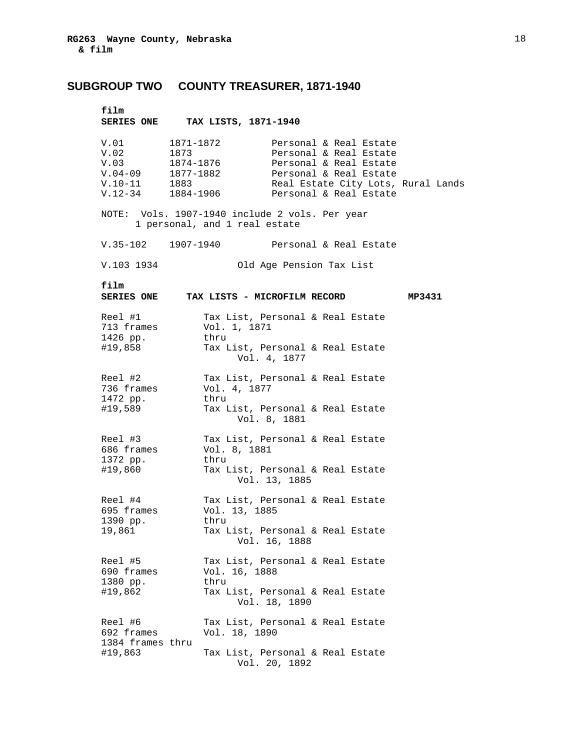## SUBGROUP TWO COUNTY TREASURER, 1871-1940

**film**
**SERIES ONE TAX LISTS, 1871-1940**

| | | |
|---|---|---|
| V.01 | 1871-1872 | Personal & Real Estate |
| V.02 | 1873 | Personal & Real Estate |
| V.03 | 1874-1876 | Personal & Real Estate |
| V.04-09 | 1877-1882 | Personal & Real Estate |
| V.10-11 | 1883 | Real Estate City Lots, Rural Lands |
| V.12-34 | 1884-1906 | Personal & Real Estate |

NOTE: Vols. 1907-1940 include 2 vols. Per year
1 personal, and 1 real estate

| | | |
|---|---|---|
| V.35-102 | 1907-1940 | Personal & Real Estate |
| V.103 | 1934 | Old Age Pension Tax List |

**film**
**SERIES ONE TAX LISTS - MICROFILM RECORD MP3431**

| | |
|---|---|
| Reel #1<br>713 frames<br>1426 pp.<br>#19,858 | Tax List, Personal & Real Estate<br>Vol. 1, 1871<br>thru<br>Tax List, Personal & Real Estate<br>Vol. 4, 1877 |
| Reel #2<br>736 frames<br>1472 pp.<br>#19,589 | Tax List, Personal & Real Estate<br>Vol. 4, 1877<br>thru<br>Tax List, Personal & Real Estate<br>Vol. 8, 1881 |
| Reel #3<br>686 frames<br>1372 pp.<br>#19,860 | Tax List, Personal & Real Estate<br>Vol. 8, 1881<br>thru<br>Tax List, Personal & Real Estate<br>Vol. 13, 1885 |
| Reel #4<br>695 frames<br>1390 pp.<br>19,861 | Tax List, Personal & Real Estate<br>Vol. 13, 1885<br>thru<br>Tax List, Personal & Real Estate<br>Vol. 16, 1888 |
| Reel #5<br>690 frames<br>1380 pp.<br>#19,862 | Tax List, Personal & Real Estate<br>Vol. 16, 1888<br>thru<br>Tax List, Personal & Real Estate<br>Vol. 18, 1890 |
| Reel #6<br>692 frames<br>1384 frames thru<br>#19,863 | Tax List, Personal & Real Estate<br>Vol. 18, 1890<br><br>Tax List, Personal & Real Estate<br>Vol. 20, 1892 |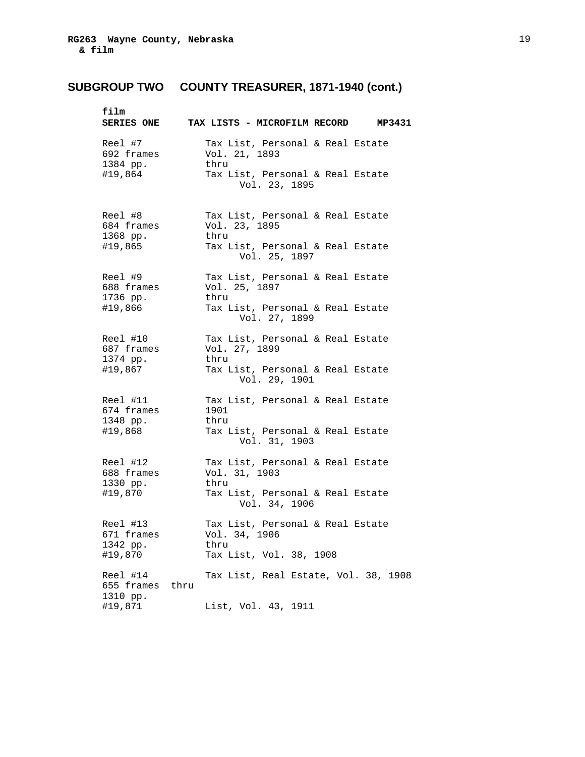## SUBGROUP TWO COUNTY TREASURER, 1871-1940 (cont.)

**film**
**SERIES ONE TAX LISTS - MICROFILM RECORD MP3431**

| | |
|---|---|
| Reel #7<br>692 frames<br>1384 pp.<br>#19,864 | Tax List, Personal & Real Estate<br>Vol. 21, 1893<br>thru<br>Tax List, Personal & Real Estate<br>Vol. 23, 1895 |
| Reel #8<br>684 frames<br>1368 pp.<br>#19,865 | Tax List, Personal & Real Estate<br>Vol. 23, 1895<br>thru<br>Tax List, Personal & Real Estate<br>Vol. 25, 1897 |
| Reel #9<br>688 frames<br>1736 pp.<br>#19,866 | Tax List, Personal & Real Estate<br>Vol. 25, 1897<br>thru<br>Tax List, Personal & Real Estate<br>Vol. 27, 1899 |
| Reel #10<br>687 frames<br>1374 pp.<br>#19,867 | Tax List, Personal & Real Estate<br>Vol. 27, 1899<br>thru<br>Tax List, Personal & Real Estate<br>Vol. 29, 1901 |
| Reel #11<br>674 frames<br>1348 pp.<br>#19,868 | Tax List, Personal & Real Estate<br>1901<br>thru<br>Tax List, Personal & Real Estate<br>Vol. 31, 1903 |
| Reel #12<br>688 frames<br>1330 pp.<br>#19,870 | Tax List, Personal & Real Estate<br>Vol. 31, 1903<br>thru<br>Tax List, Personal & Real Estate<br>Vol. 34, 1906 |
| Reel #13<br>671 frames<br>1342 pp.<br>#19,870 | Tax List, Personal & Real Estate<br>Vol. 34, 1906<br>thru<br>Tax List, Vol. 38, 1908 |
| Reel #14<br>655 frames thru<br>1310 pp.<br>#19,871 | Tax List, Real Estate, Vol. 38, 1908<br><br><br>List, Vol. 43, 1911 |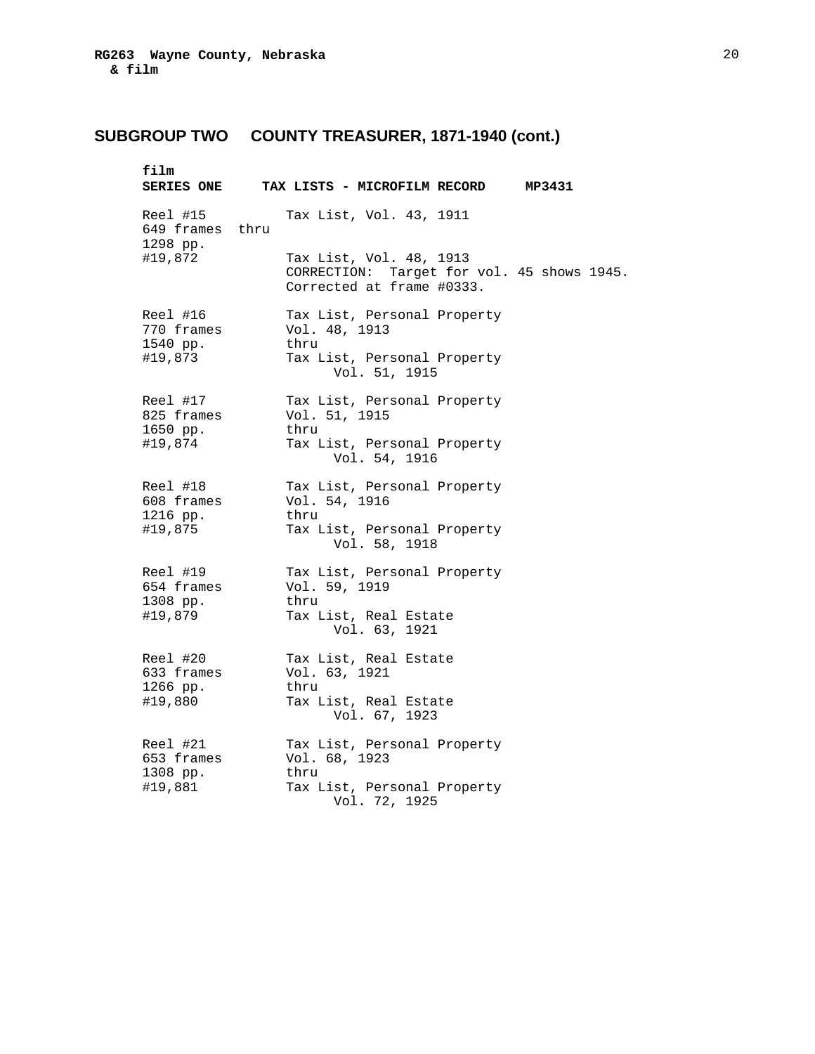## SUBGROUP TWO COUNTY TREASURER, 1871-1940 (cont.)

**film**
**SERIES ONE TAX LISTS - MICROFILM RECORD MP3431**

| | |
|---|---|
| Reel #15<br>649 frames thru<br>1298 pp.<br>#19,872 | Tax List, Vol. 43, 1911<br><br>Tax List, Vol. 48, 1913<br>CORRECTION: Target for vol. 45 shows 1945. Corrected at frame #0333. |
| Reel #16<br>770 frames<br>1540 pp.<br>#19,873 | Tax List, Personal Property<br>Vol. 48, 1913<br>thru<br>Tax List, Personal Property<br>Vol. 51, 1915 |
| Reel #17<br>825 frames<br>1650 pp.<br>#19,874 | Tax List, Personal Property<br>Vol. 51, 1915<br>thru<br>Tax List, Personal Property<br>Vol. 54, 1916 |
| Reel #18<br>608 frames<br>1216 pp.<br>#19,875 | Tax List, Personal Property<br>Vol. 54, 1916<br>thru<br>Tax List, Personal Property<br>Vol. 58, 1918 |
| Reel #19<br>654 frames<br>1308 pp.<br>#19,879 | Tax List, Personal Property<br>Vol. 59, 1919<br>thru<br>Tax List, Real Estate<br>Vol. 63, 1921 |
| Reel #20<br>633 frames<br>1266 pp.<br>#19,880 | Tax List, Real Estate<br>Vol. 63, 1921<br>thru<br>Tax List, Real Estate<br>Vol. 67, 1923 |
| Reel #21<br>653 frames<br>1308 pp.<br>#19,881 | Tax List, Personal Property<br>Vol. 68, 1923<br>thru<br>Tax List, Personal Property<br>Vol. 72, 1925 |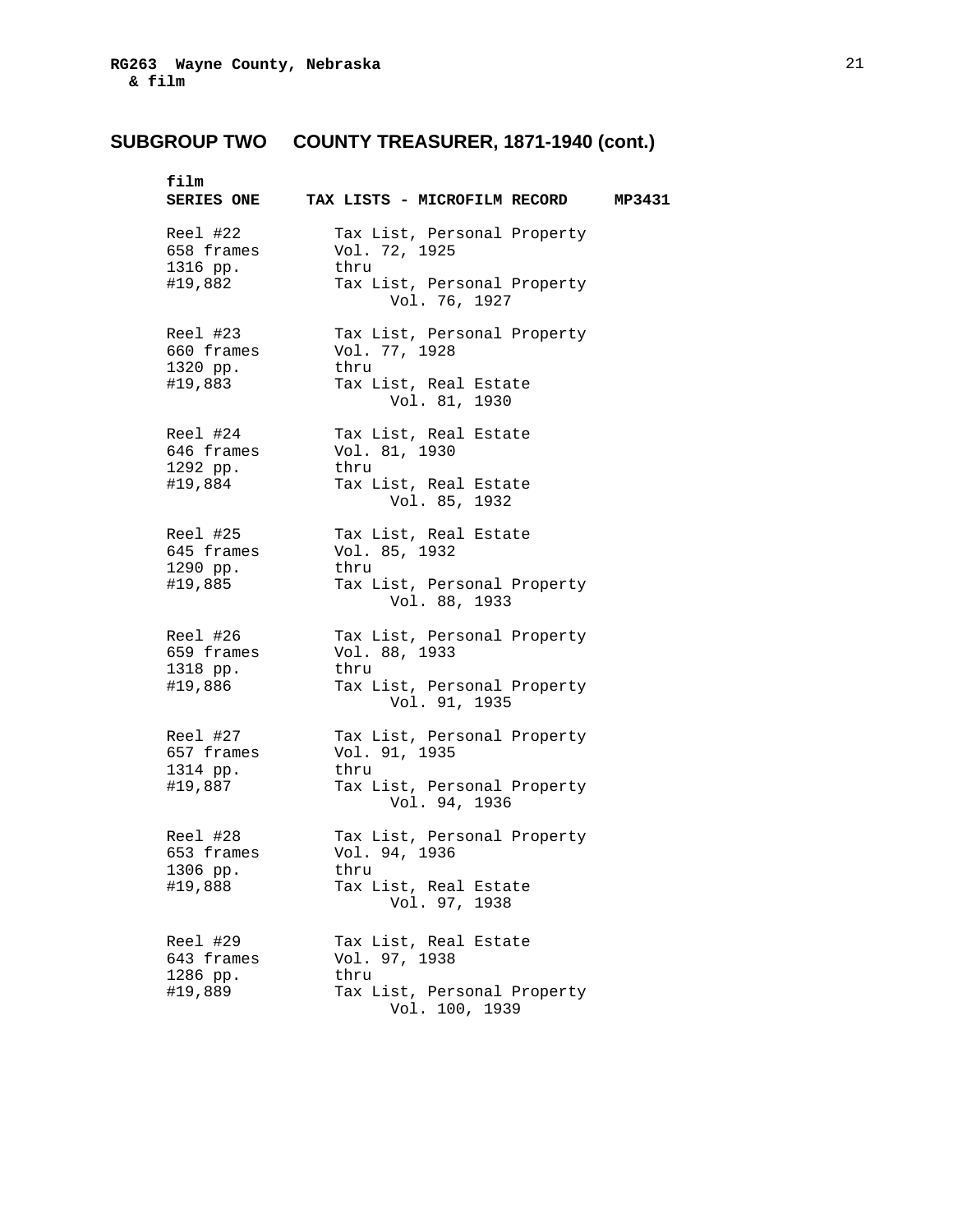## SUBGROUP TWO COUNTY TREASURER, 1871-1940 (cont.)

**film**
**SERIES ONE TAX LISTS - MICROFILM RECORD MP3431**

| | |
|---|---|
| Reel #22<br>658 frames<br>1316 pp.<br>#19,882 | Tax List, Personal Property<br>Vol. 72, 1925<br>thru<br>Tax List, Personal Property<br>Vol. 76, 1927 |
| Reel #23<br>660 frames<br>1320 pp.<br>#19,883 | Tax List, Personal Property<br>Vol. 77, 1928<br>thru<br>Tax List, Real Estate<br>Vol. 81, 1930 |
| Reel #24<br>646 frames<br>1292 pp.<br>#19,884 | Tax List, Real Estate<br>Vol. 81, 1930<br>thru<br>Tax List, Real Estate<br>Vol. 85, 1932 |
| Reel #25<br>645 frames<br>1290 pp.<br>#19,885 | Tax List, Real Estate<br>Vol. 85, 1932<br>thru<br>Tax List, Personal Property<br>Vol. 88, 1933 |
| Reel #26<br>659 frames<br>1318 pp.<br>#19,886 | Tax List, Personal Property<br>Vol. 88, 1933<br>thru<br>Tax List, Personal Property<br>Vol. 91, 1935 |
| Reel #27<br>657 frames<br>1314 pp.<br>#19,887 | Tax List, Personal Property<br>Vol. 91, 1935<br>thru<br>Tax List, Personal Property<br>Vol. 94, 1936 |
| Reel #28<br>653 frames<br>1306 pp.<br>#19,888 | Tax List, Personal Property<br>Vol. 94, 1936<br>thru<br>Tax List, Real Estate<br>Vol. 97, 1938 |
| Reel #29<br>643 frames<br>1286 pp.<br>#19,889 | Tax List, Real Estate<br>Vol. 97, 1938<br>thru<br>Tax List, Personal Property<br>Vol. 100, 1939 |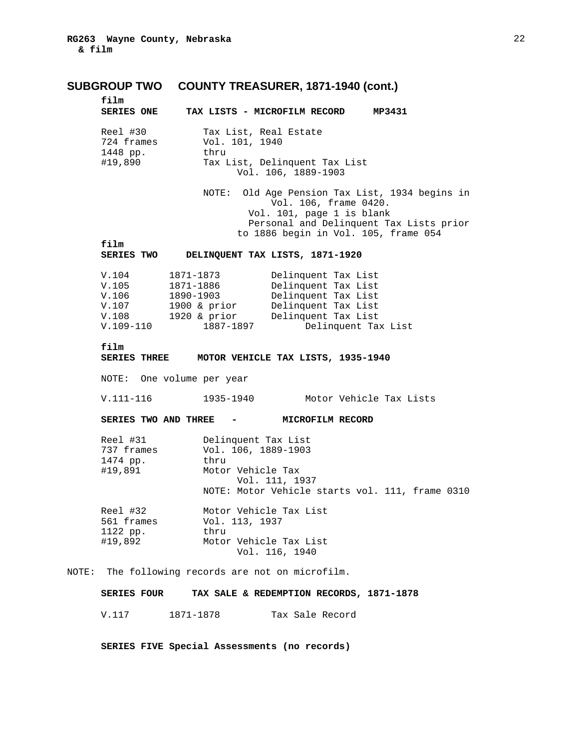## SUBGROUP TWO COUNTY TREASURER, 1871-1940 (cont.)

**film**
**SERIES ONE TAX LISTS - MICROFILM RECORD MP3431**

| | |
|---|---|
| Reel #30<br>724 frames<br>1448 pp.<br>#19,890 | Tax List, Real Estate<br>Vol. 101, 1940<br>thru<br>Tax List, Delinquent Tax List<br>Vol. 106, 1889-1903 |

NOTE: Old Age Pension Tax List, 1934 begins in Vol. 106, frame 0420.
Vol. 101, page 1 is blank
Personal and Delinquent Tax Lists prior to 1886 begin in Vol. 105, frame 054

**film**
**SERIES TWO DELINQUENT TAX LISTS, 1871-1920**

| | | |
|---|---|---|
| V.104 | 1871-1873 | Delinquent Tax List |
| V.105 | 1871-1886 | Delinquent Tax List |
| V.106 | 1890-1903 | Delinquent Tax List |
| V.107 | 1900 & prior | Delinquent Tax List |
| V.108 | 1920 & prior | Delinquent Tax List |
| V.109-110 | 1887-1897 | Delinquent Tax List |

**film**
**SERIES THREE MOTOR VEHICLE TAX LISTS, 1935-1940**

NOTE: One volume per year

| | | |
|---|---|---|
| V.111-116 | 1935-1940 | Motor Vehicle Tax Lists |

**SERIES TWO AND THREE - MICROFILM RECORD**

| | |
|---|---|
| Reel #31<br>737 frames<br>1474 pp.<br>#19,891 | Delinquent Tax List<br>Vol. 106, 1889-1903<br>thru<br>Motor Vehicle Tax<br>Vol. 111, 1937<br>NOTE: Motor Vehicle starts vol. 111, frame 0310 |
| Reel #32<br>561 frames<br>1122 pp.<br>#19,892 | Motor Vehicle Tax List<br>Vol. 113, 1937<br>thru<br>Motor Vehicle Tax List<br>Vol. 116, 1940 |

NOTE: The following records are not on microfilm.

**SERIES FOUR TAX SALE & REDEMPTION RECORDS, 1871-1878**

| | | |
|---|---|---|
| V.117 | 1871-1878 | Tax Sale Record |

**SERIES FIVE Special Assessments (no records)**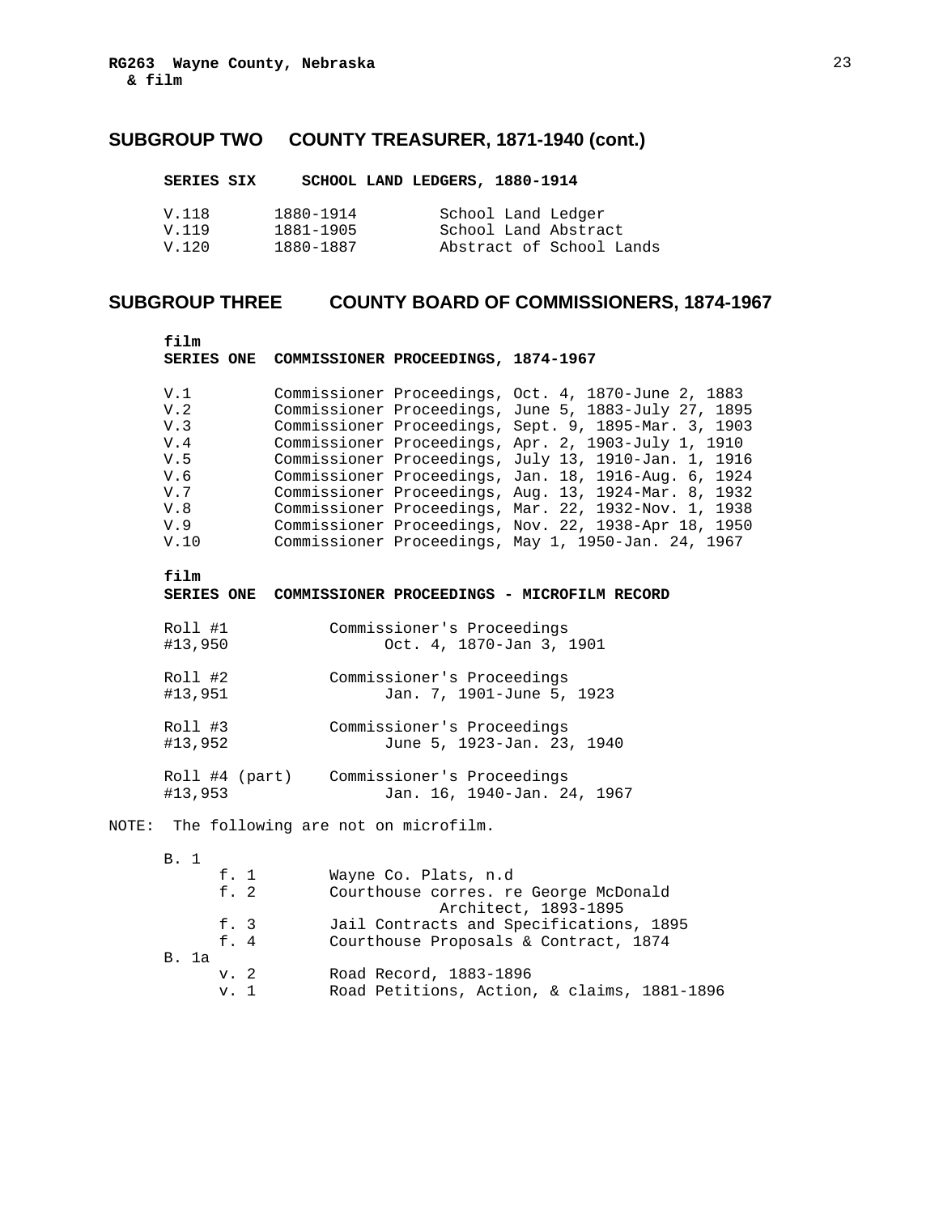## SUBGROUP TWO COUNTY TREASURER, 1871-1940 (cont.)

### SERIES SIX SCHOOL LAND LEDGERS, 1880-1914

| | | |
|---|---|---|
| V.118 | 1880-1914 | School Land Ledger |
| V.119 | 1881-1905 | School Land Abstract |
| V.120 | 1880-1887 | Abstract of School Lands |

## SUBGROUP THREE COUNTY BOARD OF COMMISSIONERS, 1874-1967

**film**

### SERIES ONE COMMISSIONER PROCEEDINGS, 1874-1967

| | |
|---|---|
| V.1 | Commissioner Proceedings, Oct. 4, 1870-June 2, 1883 |
| V.2 | Commissioner Proceedings, June 5, 1883-July 27, 1895 |
| V.3 | Commissioner Proceedings, Sept. 9, 1895-Mar. 3, 1903 |
| V.4 | Commissioner Proceedings, Apr. 2, 1903-July 1, 1910 |
| V.5 | Commissioner Proceedings, July 13, 1910-Jan. 1, 1916 |
| V.6 | Commissioner Proceedings, Jan. 18, 1916-Aug. 6, 1924 |
| V.7 | Commissioner Proceedings, Aug. 13, 1924-Mar. 8, 1932 |
| V.8 | Commissioner Proceedings, Mar. 22, 1932-Nov. 1, 1938 |
| V.9 | Commissioner Proceedings, Nov. 22, 1938-Apr 18, 1950 |
| V.10 | Commissioner Proceedings, May 1, 1950-Jan. 24, 1967 |

**film**

### SERIES ONE COMMISSIONER PROCEEDINGS - MICROFILM RECORD

| | |
|---|---|
| Roll #1<br>#13,950 | Commissioner's Proceedings<br>Oct. 4, 1870-Jan 3, 1901 |
| Roll #2<br>#13,951 | Commissioner's Proceedings<br>Jan. 7, 1901-June 5, 1923 |
| Roll #3<br>#13,952 | Commissioner's Proceedings<br>June 5, 1923-Jan. 23, 1940 |
| Roll #4 (part)<br>#13,953 | Commissioner's Proceedings<br>Jan. 16, 1940-Jan. 24, 1967 |

NOTE: The following are not on microfilm.

| | | |
|---|---|---|
| B. 1 | | |
| | f. 1 | Wayne Co. Plats, n.d |
| | f. 2 | Courthouse corres. re George McDonald Architect, 1893-1895 |
| | f. 3 | Jail Contracts and Specifications, 1895 |
| | f. 4 | Courthouse Proposals & Contract, 1874 |
| B. 1a | | |
| | v. 2 | Road Record, 1883-1896 |
| | v. 1 | Road Petitions, Action, & claims, 1881-1896 |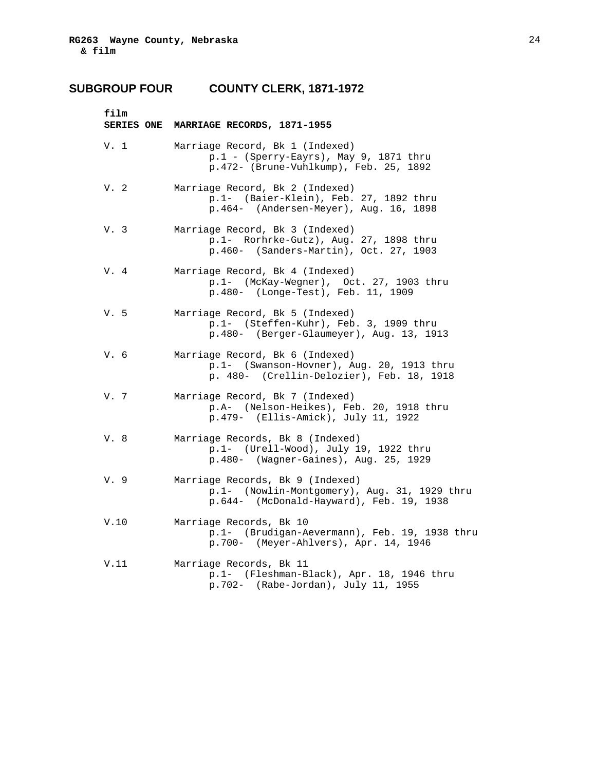**RG263 Wayne County, Nebraska & film**

## SUBGROUP FOUR COUNTY CLERK, 1871-1972

**film**
**SERIES ONE MARRIAGE RECORDS, 1871-1955**

V. 1 Marriage Record, Bk 1 (Indexed)
p.1 - (Sperry-Eayrs), May 9, 1871 thru
p.472- (Brune-Vuhlkump), Feb. 25, 1892

V. 2 Marriage Record, Bk 2 (Indexed)
p.1- (Baier-Klein), Feb. 27, 1892 thru
p.464- (Andersen-Meyer), Aug. 16, 1898

V. 3 Marriage Record, Bk 3 (Indexed)
p.1- Rorhrke-Gutz), Aug. 27, 1898 thru
p.460- (Sanders-Martin), Oct. 27, 1903

V. 4 Marriage Record, Bk 4 (Indexed)
p.1- (McKay-Wegner), Oct. 27, 1903 thru
p.480- (Longe-Test), Feb. 11, 1909

V. 5 Marriage Record, Bk 5 (Indexed)
p.1- (Steffen-Kuhr), Feb. 3, 1909 thru
p.480- (Berger-Glaumeyer), Aug. 13, 1913

V. 6 Marriage Record, Bk 6 (Indexed)
p.1- (Swanson-Hovner), Aug. 20, 1913 thru
p. 480- (Crellin-Delozier), Feb. 18, 1918

V. 7 Marriage Record, Bk 7 (Indexed)
p.A- (Nelson-Heikes), Feb. 20, 1918 thru
p.479- (Ellis-Amick), July 11, 1922

V. 8 Marriage Records, Bk 8 (Indexed)
p.1- (Urell-Wood), July 19, 1922 thru
p.480- (Wagner-Gaines), Aug. 25, 1929

V. 9 Marriage Records, Bk 9 (Indexed)
p.1- (Nowlin-Montgomery), Aug. 31, 1929 thru
p.644- (McDonald-Hayward), Feb. 19, 1938

V.10 Marriage Records, Bk 10
p.1- (Brudigan-Aevermann), Feb. 19, 1938 thru
p.700- (Meyer-Ahlvers), Apr. 14, 1946

V.11 Marriage Records, Bk 11
p.1- (Fleshman-Black), Apr. 18, 1946 thru
p.702- (Rabe-Jordan), July 11, 1955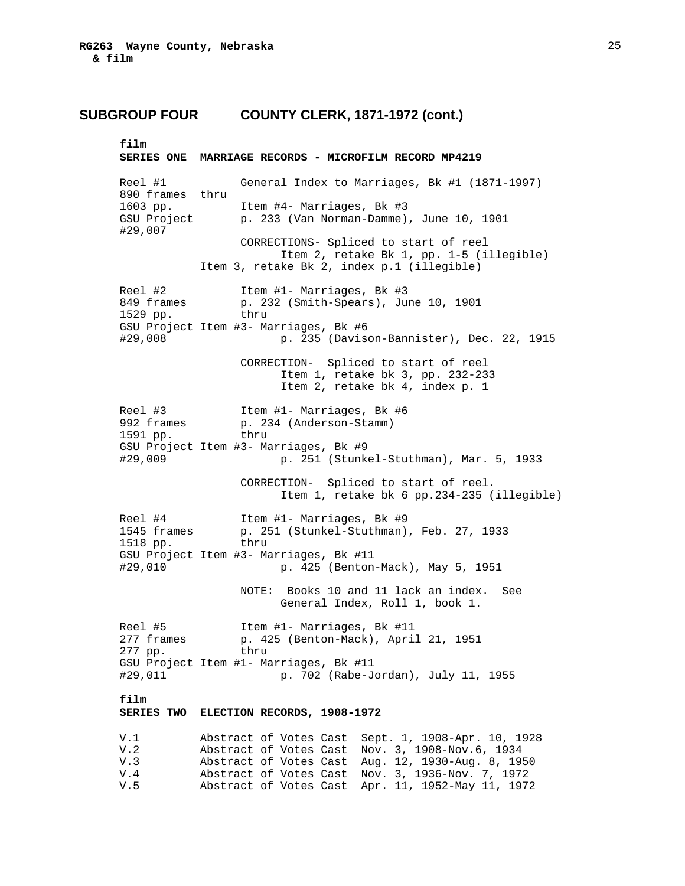**RG263 Wayne County, Nebraska**
**& film**

## SUBGROUP FOUR COUNTY CLERK, 1871-1972 (cont.)

**film**
**SERIES ONE MARRIAGE RECORDS - MICROFILM RECORD MP4219**

```
Reel #1           General Index to Marriages, Bk #1 (1871-1997)
890 frames  thru
1603 pp.          Item #4- Marriages, Bk #3
GSU Project       p. 233 (Van Norman-Damme), June 10, 1901
#29,007
                  CORRECTIONS- Spliced to start of reel
                        Item 2, retake Bk 1, pp. 1-5 (illegible)
            Item 3, retake Bk 2, index p.1 (illegible)

Reel #2           Item #1- Marriages, Bk #3
849 frames        p. 232 (Smith-Spears), June 10, 1901
1529 pp.          thru
GSU Project Item #3- Marriages, Bk #6
#29,008                 p. 235 (Davison-Bannister), Dec. 22, 1915

                  CORRECTION-  Spliced to start of reel
                        Item 1, retake bk 3, pp. 232-233
                        Item 2, retake bk 4, index p. 1

Reel #3           Item #1- Marriages, Bk #6
992 frames        p. 234 (Anderson-Stamm)
1591 pp.          thru
GSU Project Item #3- Marriages, Bk #9
#29,009                 p. 251 (Stunkel-Stuthman), Mar. 5, 1933

                  CORRECTION-  Spliced to start of reel.
                        Item 1, retake bk 6 pp.234-235 (illegible)

Reel #4           Item #1- Marriages, Bk #9
1545 frames       p. 251 (Stunkel-Stuthman), Feb. 27, 1933
1518 pp.          thru
GSU Project Item #3- Marriages, Bk #11
#29,010                 p. 425 (Benton-Mack), May 5, 1951

                  NOTE:  Books 10 and 11 lack an index.  See
                        General Index, Roll 1, book 1.

Reel #5           Item #1- Marriages, Bk #11
277 frames        p. 425 (Benton-Mack), April 21, 1951
277 pp.           thru
GSU Project Item #1- Marriages, Bk #11
#29,011                 p. 702 (Rabe-Jordan), July 11, 1955
```

**film**
**SERIES TWO ELECTION RECORDS, 1908-1972**

| | | |
|---|---|---|
| V.1 | Abstract of Votes Cast | Sept. 1, 1908-Apr. 10, 1928 |
| V.2 | Abstract of Votes Cast | Nov. 3, 1908-Nov.6, 1934 |
| V.3 | Abstract of Votes Cast | Aug. 12, 1930-Aug. 8, 1950 |
| V.4 | Abstract of Votes Cast | Nov. 3, 1936-Nov. 7, 1972 |
| V.5 | Abstract of Votes Cast | Apr. 11, 1952-May 11, 1972 |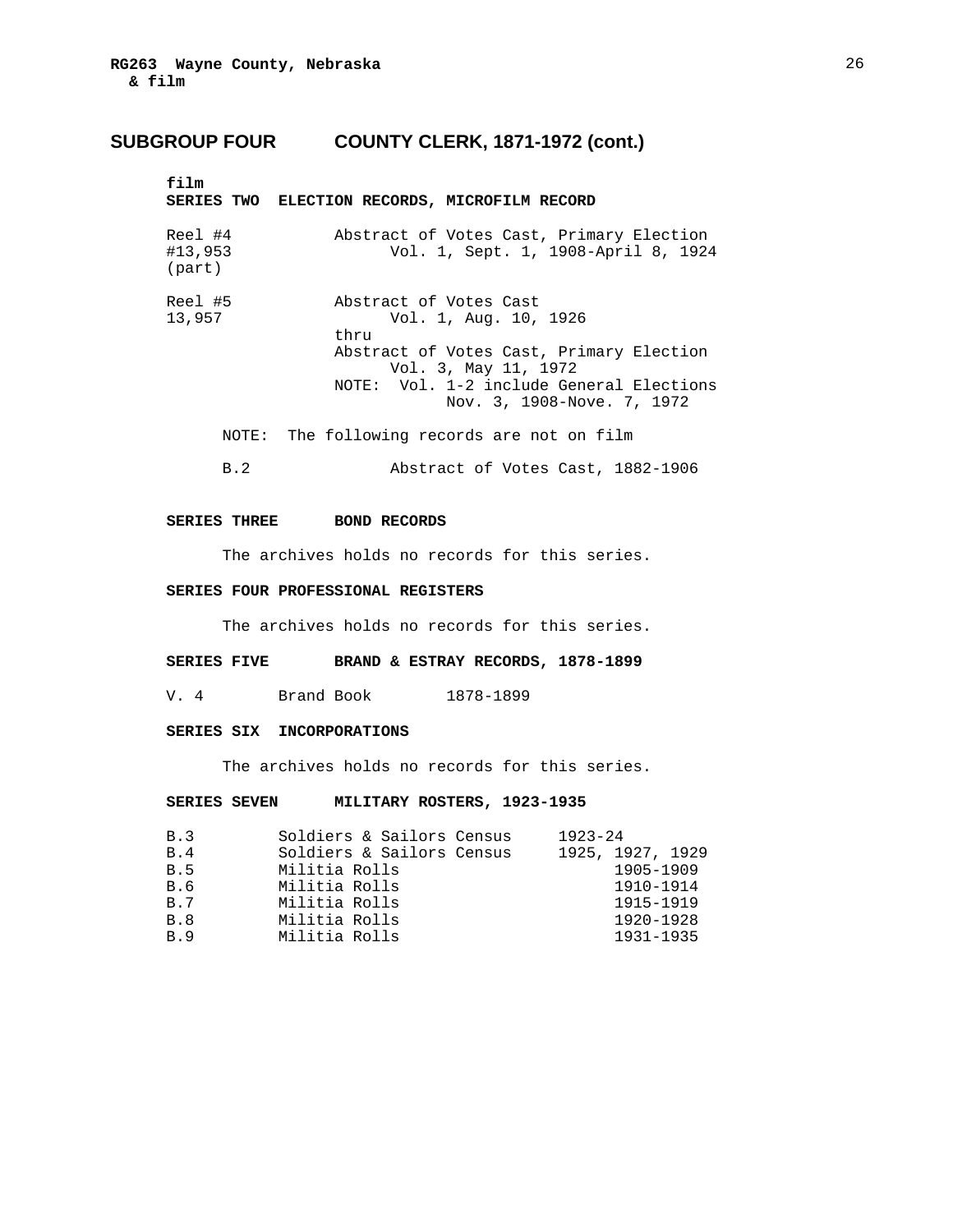## SUBGROUP FOUR COUNTY CLERK, 1871-1972 (cont.)

**film**
**SERIES TWO ELECTION RECORDS, MICROFILM RECORD**

| | |
|---|---|
| Reel #4<br>#13,953<br>(part) | Abstract of Votes Cast, Primary Election<br>Vol. 1, Sept. 1, 1908-April 8, 1924 |
| Reel #5<br>13,957 | Abstract of Votes Cast<br>Vol. 1, Aug. 10, 1926<br>thru<br>Abstract of Votes Cast, Primary Election<br>Vol. 3, May 11, 1972<br>NOTE: Vol. 1-2 include General Elections<br>Nov. 3, 1908-Nove. 7, 1972 |

NOTE: The following records are not on film

B.2 Abstract of Votes Cast, 1882-1906

**SERIES THREE BOND RECORDS**

The archives holds no records for this series.

**SERIES FOUR PROFESSIONAL REGISTERS**

The archives holds no records for this series.

**SERIES FIVE BRAND & ESTRAY RECORDS, 1878-1899**

| | | |
|---|---|---|
| V. 4 | Brand Book | 1878-1899 |

**SERIES SIX INCORPORATIONS**

The archives holds no records for this series.

**SERIES SEVEN MILITARY ROSTERS, 1923-1935**

| | | |
|---|---|---|
| B.3 | Soldiers & Sailors Census | 1923-24 |
| B.4 | Soldiers & Sailors Census | 1925, 1927, 1929 |
| B.5 | Militia Rolls | 1905-1909 |
| B.6 | Militia Rolls | 1910-1914 |
| B.7 | Militia Rolls | 1915-1919 |
| B.8 | Militia Rolls | 1920-1928 |
| B.9 | Militia Rolls | 1931-1935 |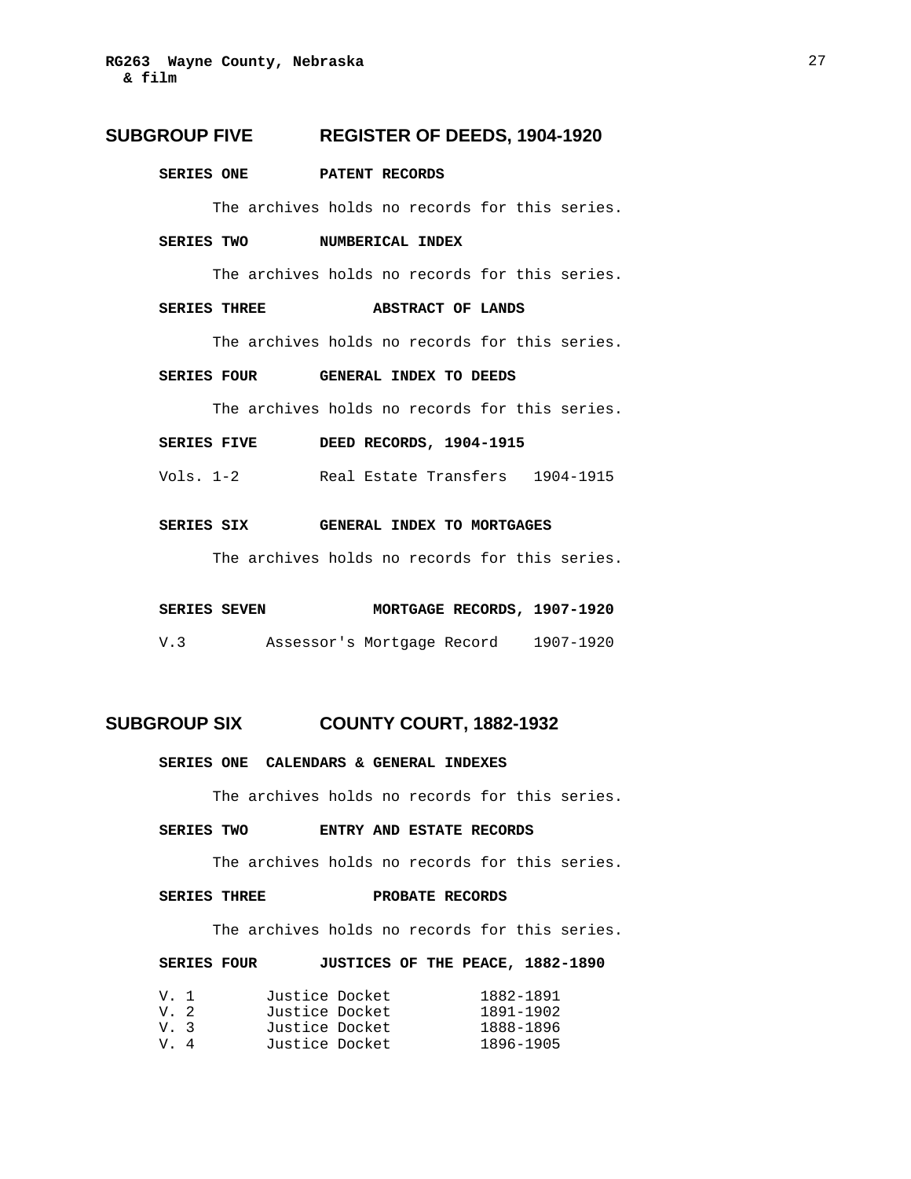## SUBGROUP FIVE REGISTER OF DEEDS, 1904-1920

### SERIES ONE PATENT RECORDS

The archives holds no records for this series.

### SERIES TWO NUMBERICAL INDEX

The archives holds no records for this series.

### SERIES THREE ABSTRACT OF LANDS

The archives holds no records for this series.

### SERIES FOUR GENERAL INDEX TO DEEDS

The archives holds no records for this series.

### SERIES FIVE DEED RECORDS, 1904-1915

| | | |
|---|---|---|
| Vols. 1-2 | Real Estate Transfers | 1904-1915 |

### SERIES SIX GENERAL INDEX TO MORTGAGES

The archives holds no records for this series.

### SERIES SEVEN MORTGAGE RECORDS, 1907-1920

| | | |
|---|---|---|
| V.3 | Assessor's Mortgage Record | 1907-1920 |

## SUBGROUP SIX COUNTY COURT, 1882-1932

### SERIES ONE CALENDARS & GENERAL INDEXES

The archives holds no records for this series.

### SERIES TWO ENTRY AND ESTATE RECORDS

The archives holds no records for this series.

### SERIES THREE PROBATE RECORDS

The archives holds no records for this series.

### SERIES FOUR JUSTICES OF THE PEACE, 1882-1890

| | | |
|---|---|---|
| V. 1 | Justice Docket | 1882-1891 |
| V. 2 | Justice Docket | 1891-1902 |
| V. 3 | Justice Docket | 1888-1896 |
| V. 4 | Justice Docket | 1896-1905 |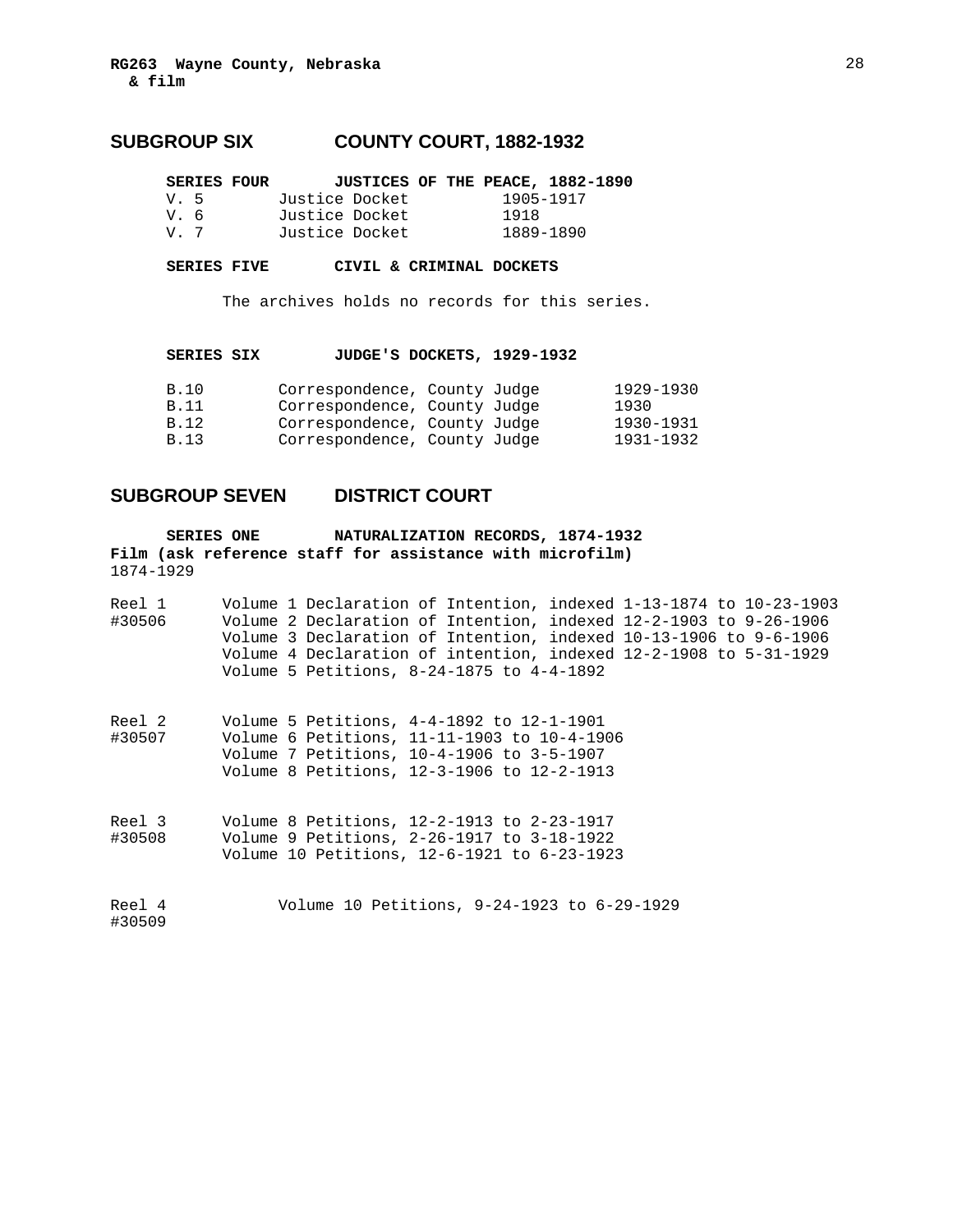## SUBGROUP SIX COUNTY COURT, 1882-1932

**SERIES FOUR JUSTICES OF THE PEACE, 1882-1890**

| | | |
|---|---|---|
| V. 5 | Justice Docket | 1905-1917 |
| V. 6 | Justice Docket | 1918 |
| V. 7 | Justice Docket | 1889-1890 |

**SERIES FIVE CIVIL & CRIMINAL DOCKETS**

The archives holds no records for this series.

**SERIES SIX JUDGE'S DOCKETS, 1929-1932**

| | | |
|---|---|---|
| B.10 | Correspondence, County Judge | 1929-1930 |
| B.11 | Correspondence, County Judge | 1930 |
| B.12 | Correspondence, County Judge | 1930-1931 |
| B.13 | Correspondence, County Judge | 1931-1932 |

## SUBGROUP SEVEN DISTRICT COURT

**SERIES ONE NATURALIZATION RECORDS, 1874-1932**
**Film (ask reference staff for assistance with microfilm)**
1874-1929

Reel 1
#30506
Volume 1 Declaration of Intention, indexed 1-13-1874 to 10-23-1903
Volume 2 Declaration of Intention, indexed 12-2-1903 to 9-26-1906
Volume 3 Declaration of Intention, indexed 10-13-1906 to 9-6-1906
Volume 4 Declaration of intention, indexed 12-2-1908 to 5-31-1929
Volume 5 Petitions, 8-24-1875 to 4-4-1892

Reel 2
#30507
Volume 5 Petitions, 4-4-1892 to 12-1-1901
Volume 6 Petitions, 11-11-1903 to 10-4-1906
Volume 7 Petitions, 10-4-1906 to 3-5-1907
Volume 8 Petitions, 12-3-1906 to 12-2-1913

Reel 3
#30508
Volume 8 Petitions, 12-2-1913 to 2-23-1917
Volume 9 Petitions, 2-26-1917 to 3-18-1922
Volume 10 Petitions, 12-6-1921 to 6-23-1923

Reel 4
#30509
Volume 10 Petitions, 9-24-1923 to 6-29-1929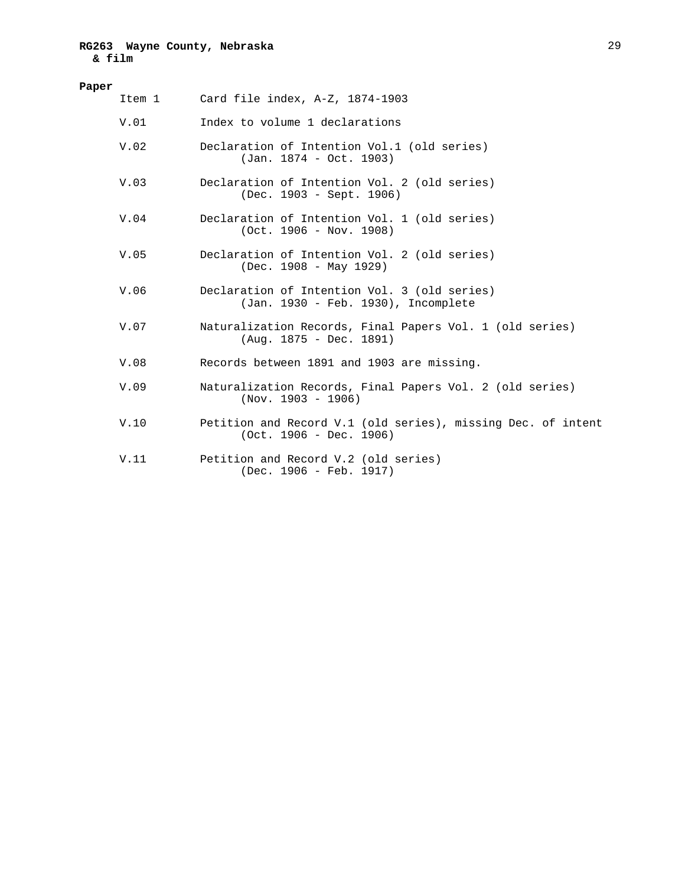**RG263 Wayne County, Nebraska**
**& film**

**Paper**

| | |
|---|---|
| Item 1 | Card file index, A-Z, 1874-1903 |
| V.01 | Index to volume 1 declarations |
| V.02 | Declaration of Intention Vol.1 (old series) (Jan. 1874 - Oct. 1903) |
| V.03 | Declaration of Intention Vol. 2 (old series) (Dec. 1903 - Sept. 1906) |
| V.04 | Declaration of Intention Vol. 1 (old series) (Oct. 1906 - Nov. 1908) |
| V.05 | Declaration of Intention Vol. 2 (old series) (Dec. 1908 - May 1929) |
| V.06 | Declaration of Intention Vol. 3 (old series) (Jan. 1930 - Feb. 1930), Incomplete |
| V.07 | Naturalization Records, Final Papers Vol. 1 (old series) (Aug. 1875 - Dec. 1891) |
| V.08 | Records between 1891 and 1903 are missing. |
| V.09 | Naturalization Records, Final Papers Vol. 2 (old series) (Nov. 1903 - 1906) |
| V.10 | Petition and Record V.1 (old series), missing Dec. of intent (Oct. 1906 - Dec. 1906) |
| V.11 | Petition and Record V.2 (old series) (Dec. 1906 - Feb. 1917) |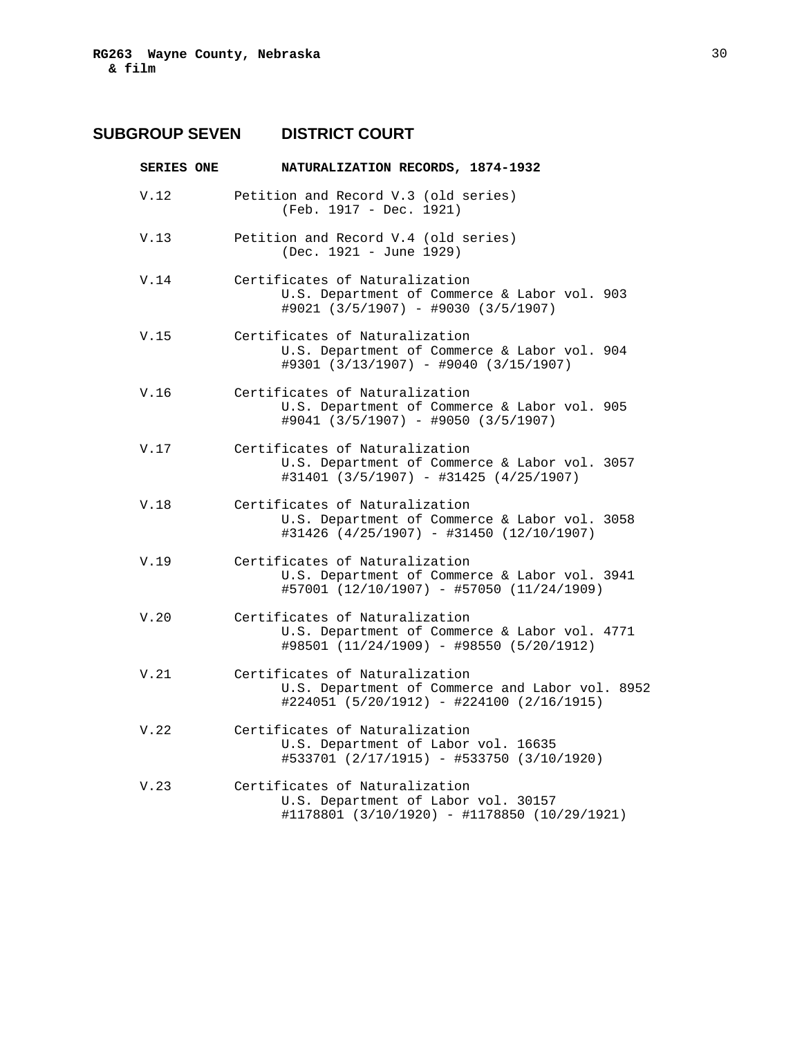## SUBGROUP SEVEN DISTRICT COURT

### SERIES ONE NATURALIZATION RECORDS, 1874-1932

V.12 Petition and Record V.3 (old series)
(Feb. 1917 - Dec. 1921)

V.13 Petition and Record V.4 (old series)
(Dec. 1921 - June 1929)

V.14 Certificates of Naturalization
U.S. Department of Commerce & Labor vol. 903
#9021 (3/5/1907) - #9030 (3/5/1907)

V.15 Certificates of Naturalization
U.S. Department of Commerce & Labor vol. 904
#9301 (3/13/1907) - #9040 (3/15/1907)

V.16 Certificates of Naturalization
U.S. Department of Commerce & Labor vol. 905
#9041 (3/5/1907) - #9050 (3/5/1907)

V.17 Certificates of Naturalization
U.S. Department of Commerce & Labor vol. 3057
#31401 (3/5/1907) - #31425 (4/25/1907)

V.18 Certificates of Naturalization
U.S. Department of Commerce & Labor vol. 3058
#31426 (4/25/1907) - #31450 (12/10/1907)

V.19 Certificates of Naturalization
U.S. Department of Commerce & Labor vol. 3941
#57001 (12/10/1907) - #57050 (11/24/1909)

V.20 Certificates of Naturalization
U.S. Department of Commerce & Labor vol. 4771
#98501 (11/24/1909) - #98550 (5/20/1912)

V.21 Certificates of Naturalization
U.S. Department of Commerce and Labor vol. 8952
#224051 (5/20/1912) - #224100 (2/16/1915)

V.22 Certificates of Naturalization
U.S. Department of Labor vol. 16635
#533701 (2/17/1915) - #533750 (3/10/1920)

V.23 Certificates of Naturalization
U.S. Department of Labor vol. 30157
#1178801 (3/10/1920) - #1178850 (10/29/1921)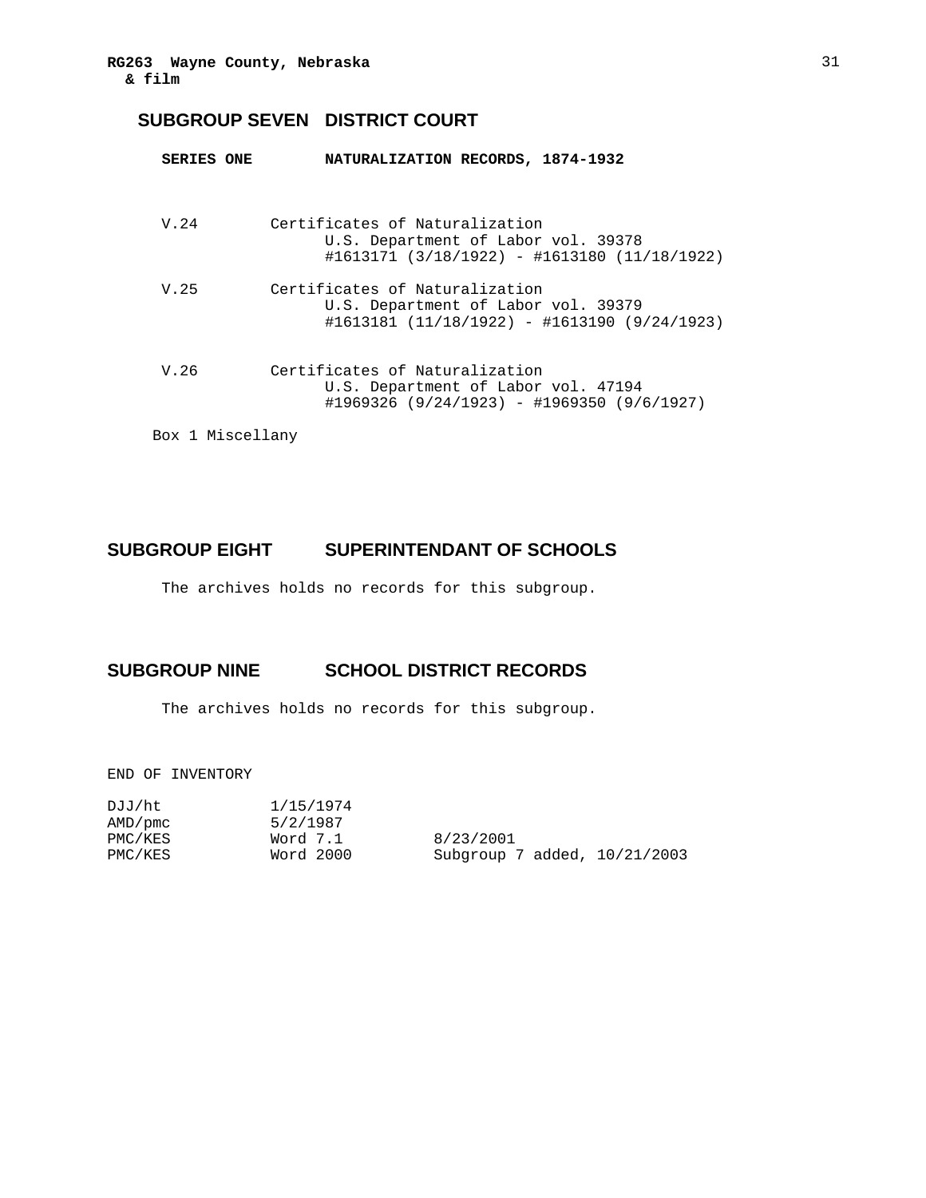## SUBGROUP SEVEN DISTRICT COURT

**SERIES ONE NATURALIZATION RECORDS, 1874-1932**

V.24 Certificates of Naturalization
U.S. Department of Labor vol. 39378
#1613171 (3/18/1922) - #1613180 (11/18/1922)

V.25 Certificates of Naturalization
U.S. Department of Labor vol. 39379
#1613181 (11/18/1922) - #1613190 (9/24/1923)

V.26 Certificates of Naturalization
U.S. Department of Labor vol. 47194
#1969326 (9/24/1923) - #1969350 (9/6/1927)

Box 1 Miscellany

## SUBGROUP EIGHT SUPERINTENDANT OF SCHOOLS

The archives holds no records for this subgroup.

## SUBGROUP NINE SCHOOL DISTRICT RECORDS

The archives holds no records for this subgroup.

END OF INVENTORY

| | | |
|---|---|---|
| DJJ/ht | 1/15/1974 | |
| AMD/pmc | 5/2/1987 | |
| PMC/KES | Word 7.1 | 8/23/2001 |
| PMC/KES | Word 2000 | Subgroup 7 added, 10/21/2003 |